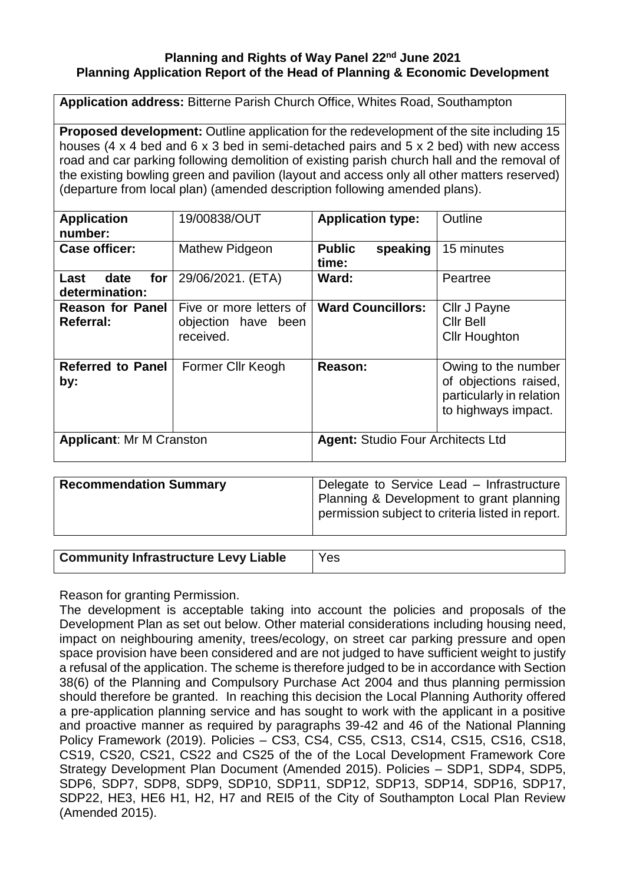**Planning and Rights of Way Panel 22nd June 2021**
**Planning Application Report of the Head of Planning & Economic Development**

**Application address:** Bitterne Parish Church Office, Whites Road, Southampton

**Proposed development:** Outline application for the redevelopment of the site including 15 houses (4 x 4 bed and 6 x 3 bed in semi-detached pairs and 5 x 2 bed) with new access road and car parking following demolition of existing parish church hall and the removal of the existing bowling green and pavilion (layout and access only all other matters reserved) (departure from local plan) (amended description following amended plans).

| | | | |
|---|---|---|---|
| **Application number:** | 19/00838/OUT | **Application type:** | Outline |
| **Case officer:** | Mathew Pidgeon | **Public speaking time:** | 15 minutes |
| **Last date for determination:** | 29/06/2021. (ETA) | **Ward:** | Peartree |
| **Reason for Panel Referral:** | Five or more letters of objection have been received. | **Ward Councillors:** | Cllr J Payne<br>Cllr Bell<br>Cllr Houghton |
| **Referred to Panel by:** | Former Cllr Keogh | **Reason:** | Owing to the number of objections raised, particularly in relation to highways impact. |
| **Applicant**: Mr M Cranston | | **Agent:** Studio Four Architects Ltd | |

| | |
|---|---|
| **Recommendation Summary** | Delegate to Service Lead – Infrastructure Planning & Development to grant planning permission subject to criteria listed in report. |

| | |
|---|---|
| **Community Infrastructure Levy Liable** | Yes |

Reason for granting Permission.

The development is acceptable taking into account the policies and proposals of the Development Plan as set out below. Other material considerations including housing need, impact on neighbouring amenity, trees/ecology, on street car parking pressure and open space provision have been considered and are not judged to have sufficient weight to justify a refusal of the application. The scheme is therefore judged to be in accordance with Section 38(6) of the Planning and Compulsory Purchase Act 2004 and thus planning permission should therefore be granted. In reaching this decision the Local Planning Authority offered a pre-application planning service and has sought to work with the applicant in a positive and proactive manner as required by paragraphs 39-42 and 46 of the National Planning Policy Framework (2019). Policies – CS3, CS4, CS5, CS13, CS14, CS15, CS16, CS18, CS19, CS20, CS21, CS22 and CS25 of the of the Local Development Framework Core Strategy Development Plan Document (Amended 2015). Policies – SDP1, SDP4, SDP5, SDP6, SDP7, SDP8, SDP9, SDP10, SDP11, SDP12, SDP13, SDP14, SDP16, SDP17, SDP22, HE3, HE6 H1, H2, H7 and REI5 of the City of Southampton Local Plan Review (Amended 2015).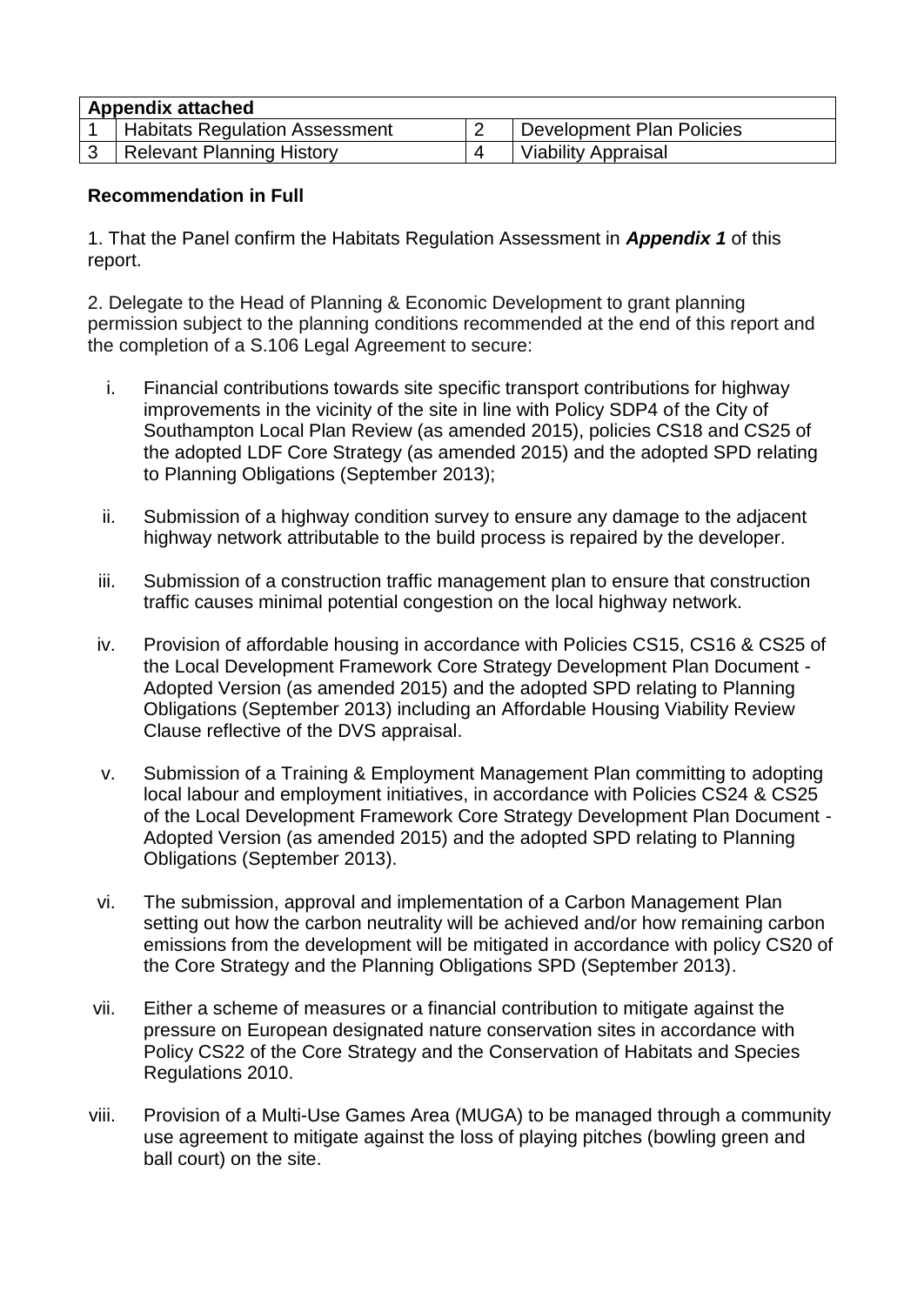| **Appendix attached** | | | |
|---|---|---|---|
| 1 | Habitats Regulation Assessment | 2 | Development Plan Policies |
| 3 | Relevant Planning History | 4 | Viability Appraisal |

**Recommendation in Full**

1. That the Panel confirm the Habitats Regulation Assessment in ***Appendix 1*** of this report.

2. Delegate to the Head of Planning & Economic Development to grant planning permission subject to the planning conditions recommended at the end of this report and the completion of a S.106 Legal Agreement to secure:

i. Financial contributions towards site specific transport contributions for highway improvements in the vicinity of the site in line with Policy SDP4 of the City of Southampton Local Plan Review (as amended 2015), policies CS18 and CS25 of the adopted LDF Core Strategy (as amended 2015) and the adopted SPD relating to Planning Obligations (September 2013);

ii. Submission of a highway condition survey to ensure any damage to the adjacent highway network attributable to the build process is repaired by the developer.

iii. Submission of a construction traffic management plan to ensure that construction traffic causes minimal potential congestion on the local highway network.

iv. Provision of affordable housing in accordance with Policies CS15, CS16 & CS25 of the Local Development Framework Core Strategy Development Plan Document - Adopted Version (as amended 2015) and the adopted SPD relating to Planning Obligations (September 2013) including an Affordable Housing Viability Review Clause reflective of the DVS appraisal.

v. Submission of a Training & Employment Management Plan committing to adopting local labour and employment initiatives, in accordance with Policies CS24 & CS25 of the Local Development Framework Core Strategy Development Plan Document - Adopted Version (as amended 2015) and the adopted SPD relating to Planning Obligations (September 2013).

vi. The submission, approval and implementation of a Carbon Management Plan setting out how the carbon neutrality will be achieved and/or how remaining carbon emissions from the development will be mitigated in accordance with policy CS20 of the Core Strategy and the Planning Obligations SPD (September 2013).

vii. Either a scheme of measures or a financial contribution to mitigate against the pressure on European designated nature conservation sites in accordance with Policy CS22 of the Core Strategy and the Conservation of Habitats and Species Regulations 2010.

viii. Provision of a Multi-Use Games Area (MUGA) to be managed through a community use agreement to mitigate against the loss of playing pitches (bowling green and ball court) on the site.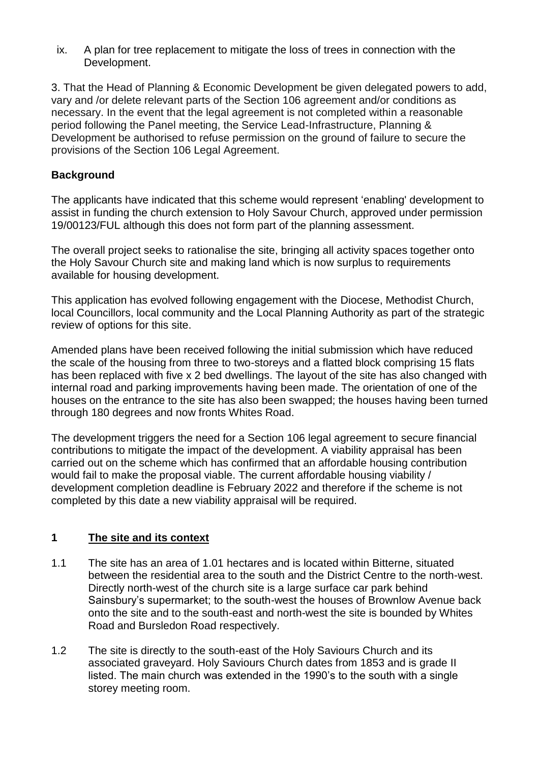ix. A plan for tree replacement to mitigate the loss of trees in connection with the Development.

3. That the Head of Planning & Economic Development be given delegated powers to add, vary and /or delete relevant parts of the Section 106 agreement and/or conditions as necessary. In the event that the legal agreement is not completed within a reasonable period following the Panel meeting, the Service Lead-Infrastructure, Planning & Development be authorised to refuse permission on the ground of failure to secure the provisions of the Section 106 Legal Agreement.

**Background**

The applicants have indicated that this scheme would represent 'enabling' development to assist in funding the church extension to Holy Savour Church, approved under permission 19/00123/FUL although this does not form part of the planning assessment.

The overall project seeks to rationalise the site, bringing all activity spaces together onto the Holy Savour Church site and making land which is now surplus to requirements available for housing development.

This application has evolved following engagement with the Diocese, Methodist Church, local Councillors, local community and the Local Planning Authority as part of the strategic review of options for this site.

Amended plans have been received following the initial submission which have reduced the scale of the housing from three to two-storeys and a flatted block comprising 15 flats has been replaced with five x 2 bed dwellings. The layout of the site has also changed with internal road and parking improvements having been made. The orientation of one of the houses on the entrance to the site has also been swapped; the houses having been turned through 180 degrees and now fronts Whites Road.

The development triggers the need for a Section 106 legal agreement to secure financial contributions to mitigate the impact of the development. A viability appraisal has been carried out on the scheme which has confirmed that an affordable housing contribution would fail to make the proposal viable. The current affordable housing viability / development completion deadline is February 2022 and therefore if the scheme is not completed by this date a new viability appraisal will be required.

## 1 The site and its context

1.1 The site has an area of 1.01 hectares and is located within Bitterne, situated between the residential area to the south and the District Centre to the north-west. Directly north-west of the church site is a large surface car park behind Sainsbury's supermarket; to the south-west the houses of Brownlow Avenue back onto the site and to the south-east and north-west the site is bounded by Whites Road and Bursledon Road respectively.

1.2 The site is directly to the south-east of the Holy Saviours Church and its associated graveyard. Holy Saviours Church dates from 1853 and is grade II listed. The main church was extended in the 1990's to the south with a single storey meeting room.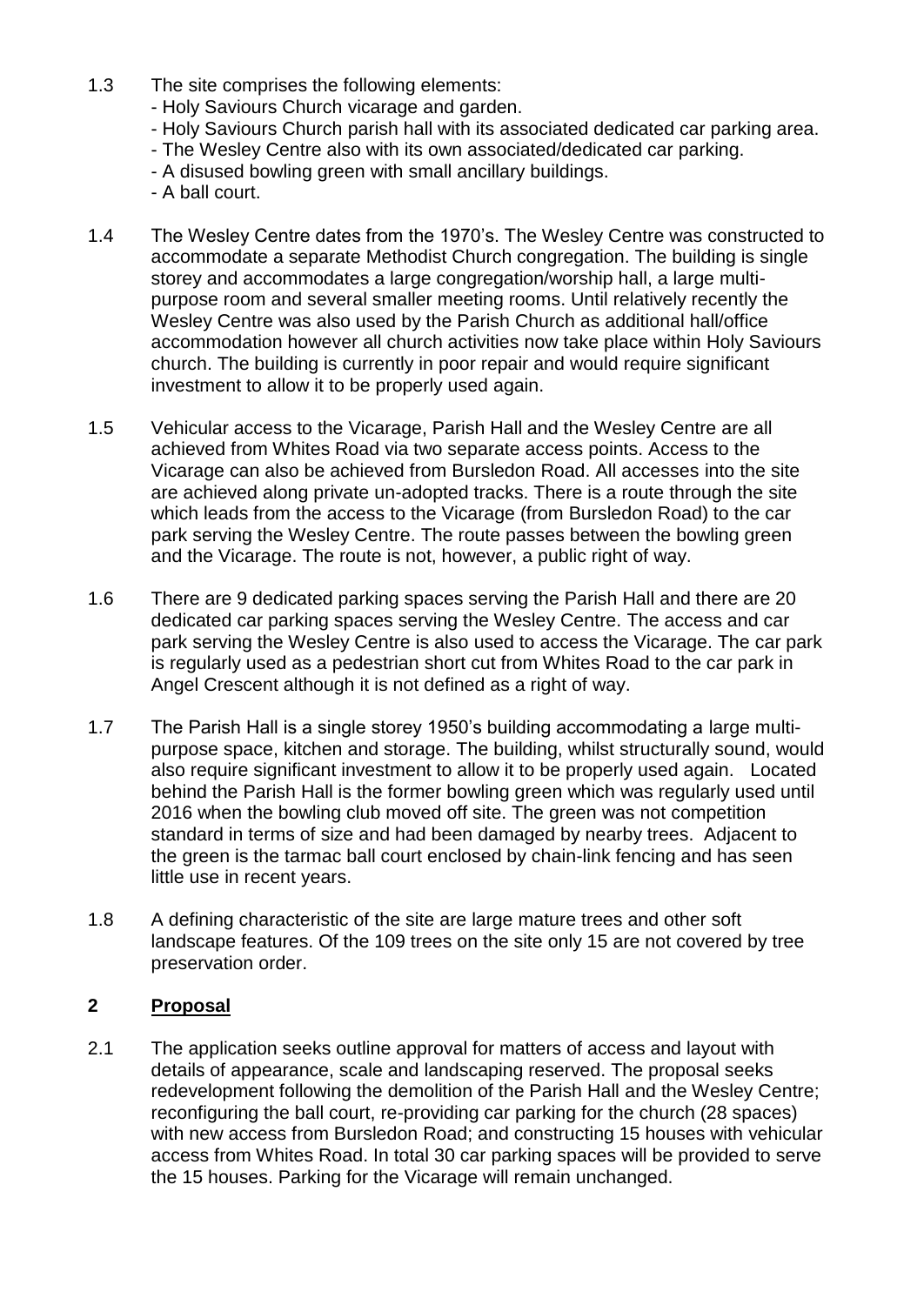1.3 The site comprises the following elements:
- Holy Saviours Church vicarage and garden.
- Holy Saviours Church parish hall with its associated dedicated car parking area.
- The Wesley Centre also with its own associated/dedicated car parking.
- A disused bowling green with small ancillary buildings.
- A ball court.

1.4 The Wesley Centre dates from the 1970's. The Wesley Centre was constructed to accommodate a separate Methodist Church congregation. The building is single storey and accommodates a large congregation/worship hall, a large multi-purpose room and several smaller meeting rooms. Until relatively recently the Wesley Centre was also used by the Parish Church as additional hall/office accommodation however all church activities now take place within Holy Saviours church. The building is currently in poor repair and would require significant investment to allow it to be properly used again.

1.5 Vehicular access to the Vicarage, Parish Hall and the Wesley Centre are all achieved from Whites Road via two separate access points. Access to the Vicarage can also be achieved from Bursledon Road. All accesses into the site are achieved along private un-adopted tracks. There is a route through the site which leads from the access to the Vicarage (from Bursledon Road) to the car park serving the Wesley Centre. The route passes between the bowling green and the Vicarage. The route is not, however, a public right of way.

1.6 There are 9 dedicated parking spaces serving the Parish Hall and there are 20 dedicated car parking spaces serving the Wesley Centre. The access and car park serving the Wesley Centre is also used to access the Vicarage. The car park is regularly used as a pedestrian short cut from Whites Road to the car park in Angel Crescent although it is not defined as a right of way.

1.7 The Parish Hall is a single storey 1950's building accommodating a large multi-purpose space, kitchen and storage. The building, whilst structurally sound, would also require significant investment to allow it to be properly used again. Located behind the Parish Hall is the former bowling green which was regularly used until 2016 when the bowling club moved off site. The green was not competition standard in terms of size and had been damaged by nearby trees. Adjacent to the green is the tarmac ball court enclosed by chain-link fencing and has seen little use in recent years.

1.8 A defining characteristic of the site are large mature trees and other soft landscape features. Of the 109 trees on the site only 15 are not covered by tree preservation order.

## 2 Proposal

2.1 The application seeks outline approval for matters of access and layout with details of appearance, scale and landscaping reserved. The proposal seeks redevelopment following the demolition of the Parish Hall and the Wesley Centre; reconfiguring the ball court, re-providing car parking for the church (28 spaces) with new access from Bursledon Road; and constructing 15 houses with vehicular access from Whites Road. In total 30 car parking spaces will be provided to serve the 15 houses. Parking for the Vicarage will remain unchanged.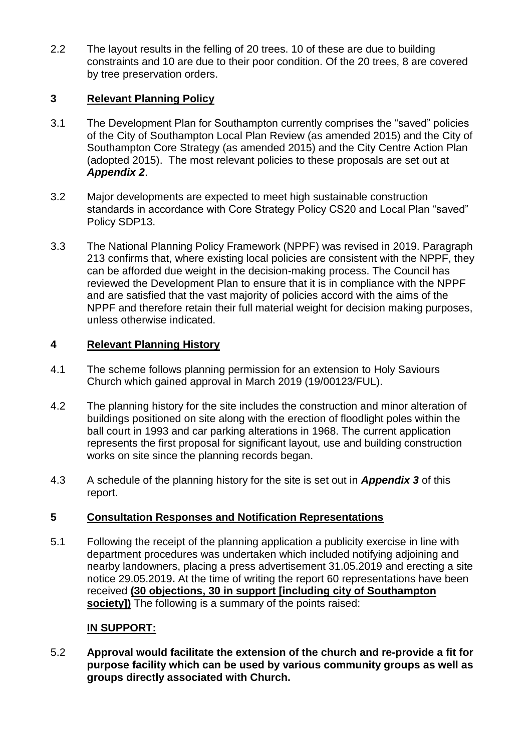2.2 The layout results in the felling of 20 trees. 10 of these are due to building constraints and 10 are due to their poor condition. Of the 20 trees, 8 are covered by tree preservation orders.

## 3 Relevant Planning Policy

3.1 The Development Plan for Southampton currently comprises the "saved" policies of the City of Southampton Local Plan Review (as amended 2015) and the City of Southampton Core Strategy (as amended 2015) and the City Centre Action Plan (adopted 2015). The most relevant policies to these proposals are set out at ***Appendix 2***.

3.2 Major developments are expected to meet high sustainable construction standards in accordance with Core Strategy Policy CS20 and Local Plan "saved" Policy SDP13.

3.3 The National Planning Policy Framework (NPPF) was revised in 2019. Paragraph 213 confirms that, where existing local policies are consistent with the NPPF, they can be afforded due weight in the decision-making process. The Council has reviewed the Development Plan to ensure that it is in compliance with the NPPF and are satisfied that the vast majority of policies accord with the aims of the NPPF and therefore retain their full material weight for decision making purposes, unless otherwise indicated.

## 4 Relevant Planning History

4.1 The scheme follows planning permission for an extension to Holy Saviours Church which gained approval in March 2019 (19/00123/FUL).

4.2 The planning history for the site includes the construction and minor alteration of buildings positioned on site along with the erection of floodlight poles within the ball court in 1993 and car parking alterations in 1968. The current application represents the first proposal for significant layout, use and building construction works on site since the planning records began.

4.3 A schedule of the planning history for the site is set out in ***Appendix 3*** of this report.

## 5 Consultation Responses and Notification Representations

5.1 Following the receipt of the planning application a publicity exercise in line with department procedures was undertaken which included notifying adjoining and nearby landowners, placing a press advertisement 31.05.2019 and erecting a site notice 29.05.2019**.** At the time of writing the report 60 representations have been received **(30 objections, 30 in support [including city of Southampton society])** The following is a summary of the points raised:

**IN SUPPORT:**

5.2 **Approval would facilitate the extension of the church and re-provide a fit for purpose facility which can be used by various community groups as well as groups directly associated with Church.**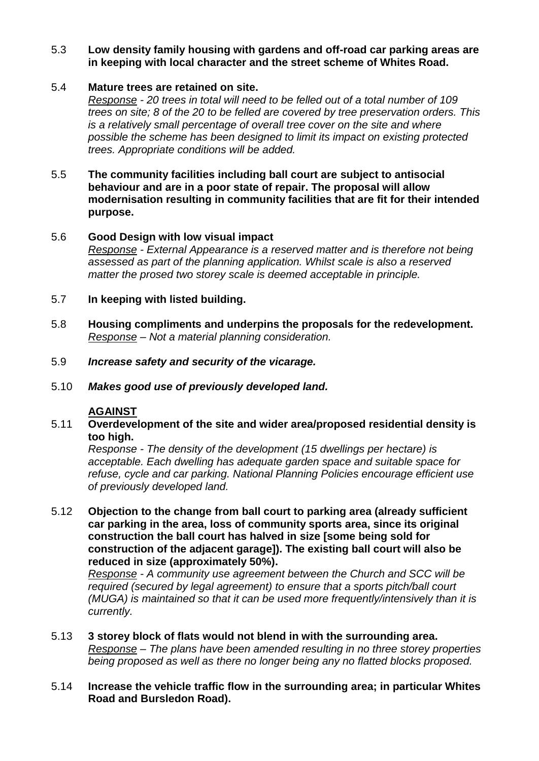5.3 **Low density family housing with gardens and off-road car parking areas are in keeping with local character and the street scheme of Whites Road.**

5.4 **Mature trees are retained on site.**
*<u>Response</u> - 20 trees in total will need to be felled out of a total number of 109 trees on site; 8 of the 20 to be felled are covered by tree preservation orders. This is a relatively small percentage of overall tree cover on the site and where possible the scheme has been designed to limit its impact on existing protected trees. Appropriate conditions will be added.*

5.5 **The community facilities including ball court are subject to antisocial behaviour and are in a poor state of repair. The proposal will allow modernisation resulting in community facilities that are fit for their intended purpose.**

5.6 **Good Design with low visual impact**
*<u>Response</u> - External Appearance is a reserved matter and is therefore not being assessed as part of the planning application. Whilst scale is also a reserved matter the prosed two storey scale is deemed acceptable in principle.*

5.7 **In keeping with listed building.**

5.8 **Housing compliments and underpins the proposals for the redevelopment.**
*<u>Response</u> – Not a material planning consideration.*

5.9 ***Increase safety and security of the vicarage.***

5.10 ***Makes good use of previously developed land.***

**<u>AGAINST</u>**

5.11 **Overdevelopment of the site and wider area/proposed residential density is too high.**
*Response - The density of the development (15 dwellings per hectare) is acceptable. Each dwelling has adequate garden space and suitable space for refuse, cycle and car parking. National Planning Policies encourage efficient use of previously developed land.*

5.12 **Objection to the change from ball court to parking area (already sufficient car parking in the area, loss of community sports area, since its original construction the ball court has halved in size [some being sold for construction of the adjacent garage]). The existing ball court will also be reduced in size (approximately 50%).**
*<u>Response</u> - A community use agreement between the Church and SCC will be required (secured by legal agreement) to ensure that a sports pitch/ball court (MUGA) is maintained so that it can be used more frequently/intensively than it is currently.*

5.13 **3 storey block of flats would not blend in with the surrounding area.**
*<u>Response</u> – The plans have been amended resulting in no three storey properties being proposed as well as there no longer being any no flatted blocks proposed.*

5.14 **Increase the vehicle traffic flow in the surrounding area; in particular Whites Road and Bursledon Road).**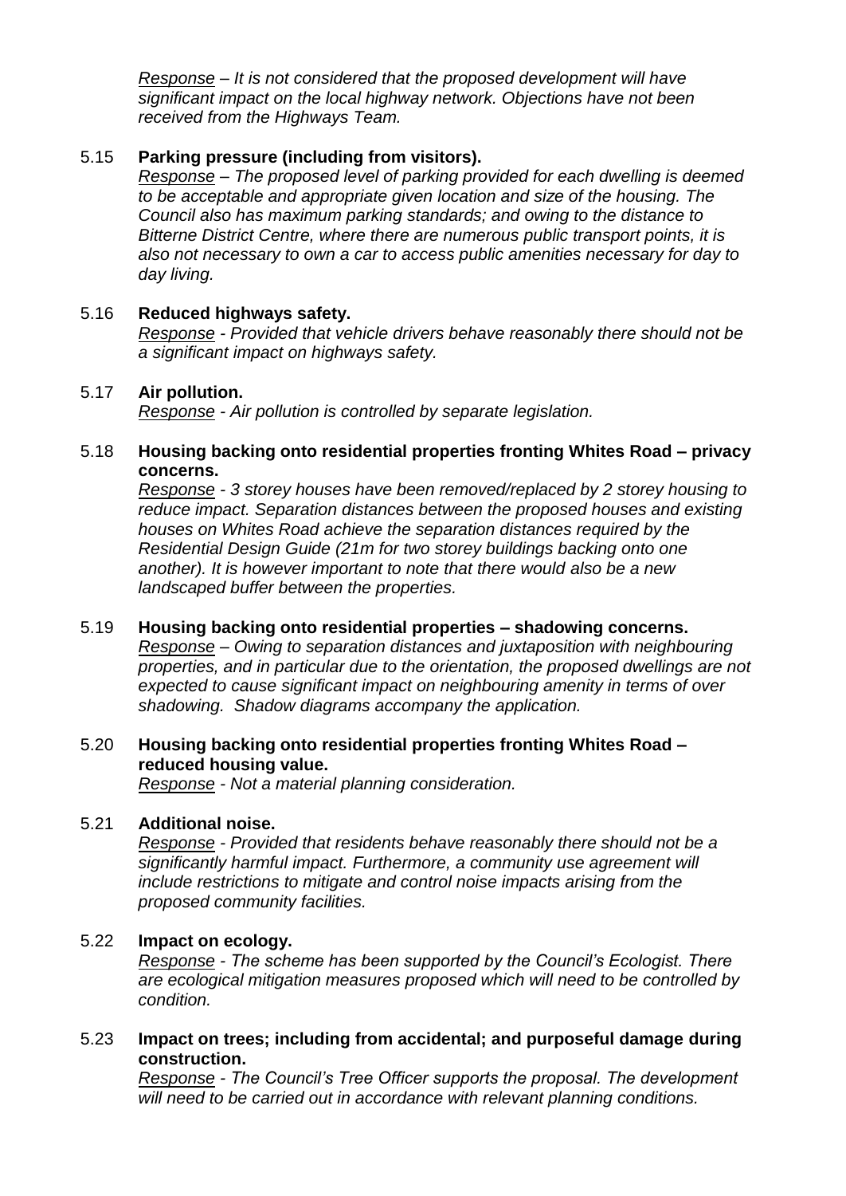*Response – It is not considered that the proposed development will have significant impact on the local highway network. Objections have not been received from the Highways Team.*

5.15 **Parking pressure (including from visitors).**
*Response – The proposed level of parking provided for each dwelling is deemed to be acceptable and appropriate given location and size of the housing. The Council also has maximum parking standards; and owing to the distance to Bitterne District Centre, where there are numerous public transport points, it is also not necessary to own a car to access public amenities necessary for day to day living.*

5.16 **Reduced highways safety.**
*Response - Provided that vehicle drivers behave reasonably there should not be a significant impact on highways safety.*

5.17 **Air pollution.**
*Response - Air pollution is controlled by separate legislation.*

5.18 **Housing backing onto residential properties fronting Whites Road – privacy concerns.**
*Response - 3 storey houses have been removed/replaced by 2 storey housing to reduce impact. Separation distances between the proposed houses and existing houses on Whites Road achieve the separation distances required by the Residential Design Guide (21m for two storey buildings backing onto one another). It is however important to note that there would also be a new landscaped buffer between the properties.*

5.19 **Housing backing onto residential properties – shadowing concerns.**
*Response – Owing to separation distances and juxtaposition with neighbouring properties, and in particular due to the orientation, the proposed dwellings are not expected to cause significant impact on neighbouring amenity in terms of over shadowing. Shadow diagrams accompany the application.*

5.20 **Housing backing onto residential properties fronting Whites Road – reduced housing value.**
*Response - Not a material planning consideration.*

5.21 **Additional noise.**
*Response - Provided that residents behave reasonably there should not be a significantly harmful impact. Furthermore, a community use agreement will include restrictions to mitigate and control noise impacts arising from the proposed community facilities.*

5.22 **Impact on ecology.**
*Response - The scheme has been supported by the Council's Ecologist. There are ecological mitigation measures proposed which will need to be controlled by condition.*

5.23 **Impact on trees; including from accidental; and purposeful damage during construction.**
*Response - The Council's Tree Officer supports the proposal. The development will need to be carried out in accordance with relevant planning conditions.*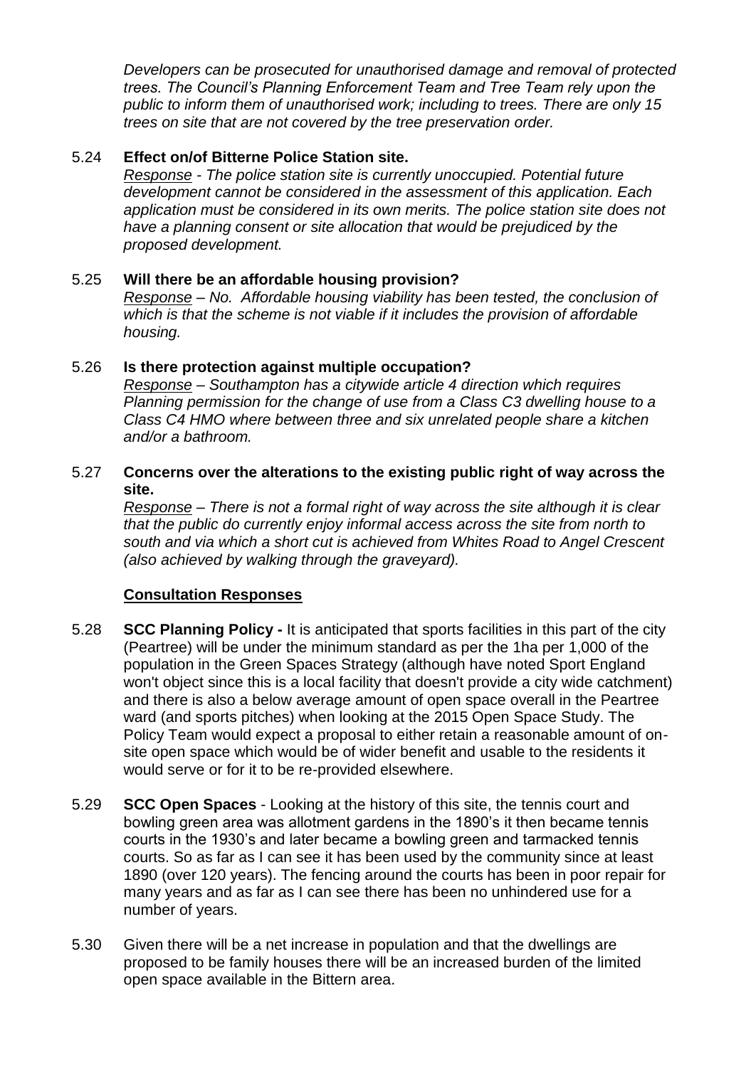*Developers can be prosecuted for unauthorised damage and removal of protected trees. The Council's Planning Enforcement Team and Tree Team rely upon the public to inform them of unauthorised work; including to trees. There are only 15 trees on site that are not covered by the tree preservation order.*

5.24 **Effect on/of Bitterne Police Station site.**
*Response - The police station site is currently unoccupied. Potential future development cannot be considered in the assessment of this application. Each application must be considered in its own merits. The police station site does not have a planning consent or site allocation that would be prejudiced by the proposed development.*

5.25 **Will there be an affordable housing provision?**
*Response – No. Affordable housing viability has been tested, the conclusion of which is that the scheme is not viable if it includes the provision of affordable housing.*

5.26 **Is there protection against multiple occupation?**
*Response – Southampton has a citywide article 4 direction which requires Planning permission for the change of use from a Class C3 dwelling house to a Class C4 HMO where between three and six unrelated people share a kitchen and/or a bathroom.*

5.27 **Concerns over the alterations to the existing public right of way across the site.**
*Response – There is not a formal right of way across the site although it is clear that the public do currently enjoy informal access across the site from north to south and via which a short cut is achieved from Whites Road to Angel Crescent (also achieved by walking through the graveyard).*

**Consultation Responses**

5.28 **SCC Planning Policy -** It is anticipated that sports facilities in this part of the city (Peartree) will be under the minimum standard as per the 1ha per 1,000 of the population in the Green Spaces Strategy (although have noted Sport England won't object since this is a local facility that doesn't provide a city wide catchment) and there is also a below average amount of open space overall in the Peartree ward (and sports pitches) when looking at the 2015 Open Space Study. The Policy Team would expect a proposal to either retain a reasonable amount of on-site open space which would be of wider benefit and usable to the residents it would serve or for it to be re-provided elsewhere.

5.29 **SCC Open Spaces** - Looking at the history of this site, the tennis court and bowling green area was allotment gardens in the 1890's it then became tennis courts in the 1930's and later became a bowling green and tarmacked tennis courts. So as far as I can see it has been used by the community since at least 1890 (over 120 years). The fencing around the courts has been in poor repair for many years and as far as I can see there has been no unhindered use for a number of years.

5.30 Given there will be a net increase in population and that the dwellings are proposed to be family houses there will be an increased burden of the limited open space available in the Bittern area.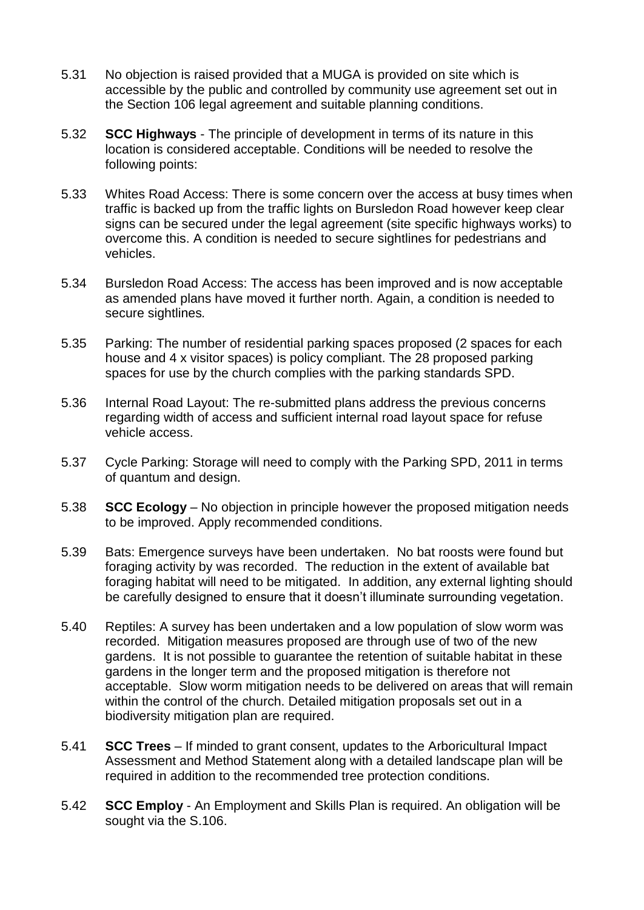5.31 No objection is raised provided that a MUGA is provided on site which is accessible by the public and controlled by community use agreement set out in the Section 106 legal agreement and suitable planning conditions.

5.32 **SCC Highways** - The principle of development in terms of its nature in this location is considered acceptable. Conditions will be needed to resolve the following points:

5.33 Whites Road Access: There is some concern over the access at busy times when traffic is backed up from the traffic lights on Bursledon Road however keep clear signs can be secured under the legal agreement (site specific highways works) to overcome this. A condition is needed to secure sightlines for pedestrians and vehicles.

5.34 Bursledon Road Access: The access has been improved and is now acceptable as amended plans have moved it further north. Again, a condition is needed to secure sightlines.

5.35 Parking: The number of residential parking spaces proposed (2 spaces for each house and 4 x visitor spaces) is policy compliant. The 28 proposed parking spaces for use by the church complies with the parking standards SPD.

5.36 Internal Road Layout: The re-submitted plans address the previous concerns regarding width of access and sufficient internal road layout space for refuse vehicle access.

5.37 Cycle Parking: Storage will need to comply with the Parking SPD, 2011 in terms of quantum and design.

5.38 **SCC Ecology** – No objection in principle however the proposed mitigation needs to be improved. Apply recommended conditions.

5.39 Bats: Emergence surveys have been undertaken. No bat roosts were found but foraging activity by was recorded. The reduction in the extent of available bat foraging habitat will need to be mitigated. In addition, any external lighting should be carefully designed to ensure that it doesn't illuminate surrounding vegetation.

5.40 Reptiles: A survey has been undertaken and a low population of slow worm was recorded. Mitigation measures proposed are through use of two of the new gardens. It is not possible to guarantee the retention of suitable habitat in these gardens in the longer term and the proposed mitigation is therefore not acceptable. Slow worm mitigation needs to be delivered on areas that will remain within the control of the church. Detailed mitigation proposals set out in a biodiversity mitigation plan are required.

5.41 **SCC Trees** – If minded to grant consent, updates to the Arboricultural Impact Assessment and Method Statement along with a detailed landscape plan will be required in addition to the recommended tree protection conditions.

5.42 **SCC Employ** - An Employment and Skills Plan is required. An obligation will be sought via the S.106.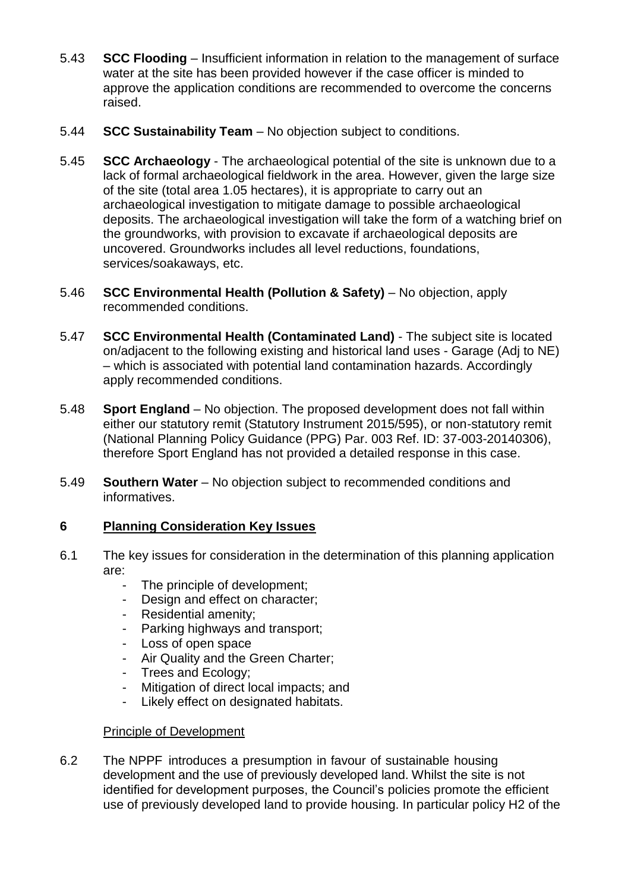5.43 **SCC Flooding** – Insufficient information in relation to the management of surface water at the site has been provided however if the case officer is minded to approve the application conditions are recommended to overcome the concerns raised.

5.44 **SCC Sustainability Team** – No objection subject to conditions.

5.45 **SCC Archaeology** - The archaeological potential of the site is unknown due to a lack of formal archaeological fieldwork in the area. However, given the large size of the site (total area 1.05 hectares), it is appropriate to carry out an archaeological investigation to mitigate damage to possible archaeological deposits. The archaeological investigation will take the form of a watching brief on the groundworks, with provision to excavate if archaeological deposits are uncovered. Groundworks includes all level reductions, foundations, services/soakaways, etc.

5.46 **SCC Environmental Health (Pollution & Safety)** – No objection, apply recommended conditions.

5.47 **SCC Environmental Health (Contaminated Land)** - The subject site is located on/adjacent to the following existing and historical land uses - Garage (Adj to NE) – which is associated with potential land contamination hazards. Accordingly apply recommended conditions.

5.48 **Sport England** – No objection. The proposed development does not fall within either our statutory remit (Statutory Instrument 2015/595), or non-statutory remit (National Planning Policy Guidance (PPG) Par. 003 Ref. ID: 37-003-20140306), therefore Sport England has not provided a detailed response in this case.

5.49 **Southern Water** – No objection subject to recommended conditions and informatives.

## 6 Planning Consideration Key Issues

6.1 The key issues for consideration in the determination of this planning application are:

- The principle of development;
- Design and effect on character;
- Residential amenity;
- Parking highways and transport;
- Loss of open space
- Air Quality and the Green Charter;
- Trees and Ecology;
- Mitigation of direct local impacts; and
- Likely effect on designated habitats.

### Principle of Development

6.2 The NPPF introduces a presumption in favour of sustainable housing development and the use of previously developed land. Whilst the site is not identified for development purposes, the Council's policies promote the efficient use of previously developed land to provide housing. In particular policy H2 of the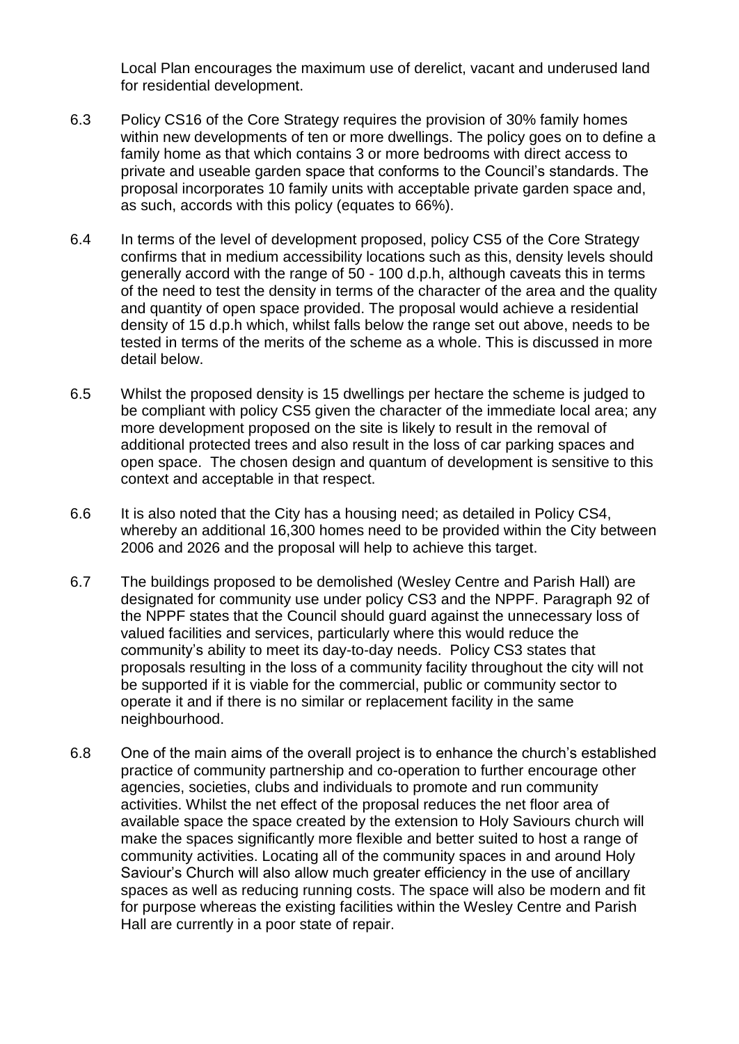Local Plan encourages the maximum use of derelict, vacant and underused land for residential development.

6.3 Policy CS16 of the Core Strategy requires the provision of 30% family homes within new developments of ten or more dwellings. The policy goes on to define a family home as that which contains 3 or more bedrooms with direct access to private and useable garden space that conforms to the Council's standards. The proposal incorporates 10 family units with acceptable private garden space and, as such, accords with this policy (equates to 66%).

6.4 In terms of the level of development proposed, policy CS5 of the Core Strategy confirms that in medium accessibility locations such as this, density levels should generally accord with the range of 50 - 100 d.p.h, although caveats this in terms of the need to test the density in terms of the character of the area and the quality and quantity of open space provided. The proposal would achieve a residential density of 15 d.p.h which, whilst falls below the range set out above, needs to be tested in terms of the merits of the scheme as a whole. This is discussed in more detail below.

6.5 Whilst the proposed density is 15 dwellings per hectare the scheme is judged to be compliant with policy CS5 given the character of the immediate local area; any more development proposed on the site is likely to result in the removal of additional protected trees and also result in the loss of car parking spaces and open space. The chosen design and quantum of development is sensitive to this context and acceptable in that respect.

6.6 It is also noted that the City has a housing need; as detailed in Policy CS4, whereby an additional 16,300 homes need to be provided within the City between 2006 and 2026 and the proposal will help to achieve this target.

6.7 The buildings proposed to be demolished (Wesley Centre and Parish Hall) are designated for community use under policy CS3 and the NPPF. Paragraph 92 of the NPPF states that the Council should guard against the unnecessary loss of valued facilities and services, particularly where this would reduce the community's ability to meet its day-to-day needs. Policy CS3 states that proposals resulting in the loss of a community facility throughout the city will not be supported if it is viable for the commercial, public or community sector to operate it and if there is no similar or replacement facility in the same neighbourhood.

6.8 One of the main aims of the overall project is to enhance the church's established practice of community partnership and co-operation to further encourage other agencies, societies, clubs and individuals to promote and run community activities. Whilst the net effect of the proposal reduces the net floor area of available space the space created by the extension to Holy Saviours church will make the spaces significantly more flexible and better suited to host a range of community activities. Locating all of the community spaces in and around Holy Saviour's Church will also allow much greater efficiency in the use of ancillary spaces as well as reducing running costs. The space will also be modern and fit for purpose whereas the existing facilities within the Wesley Centre and Parish Hall are currently in a poor state of repair.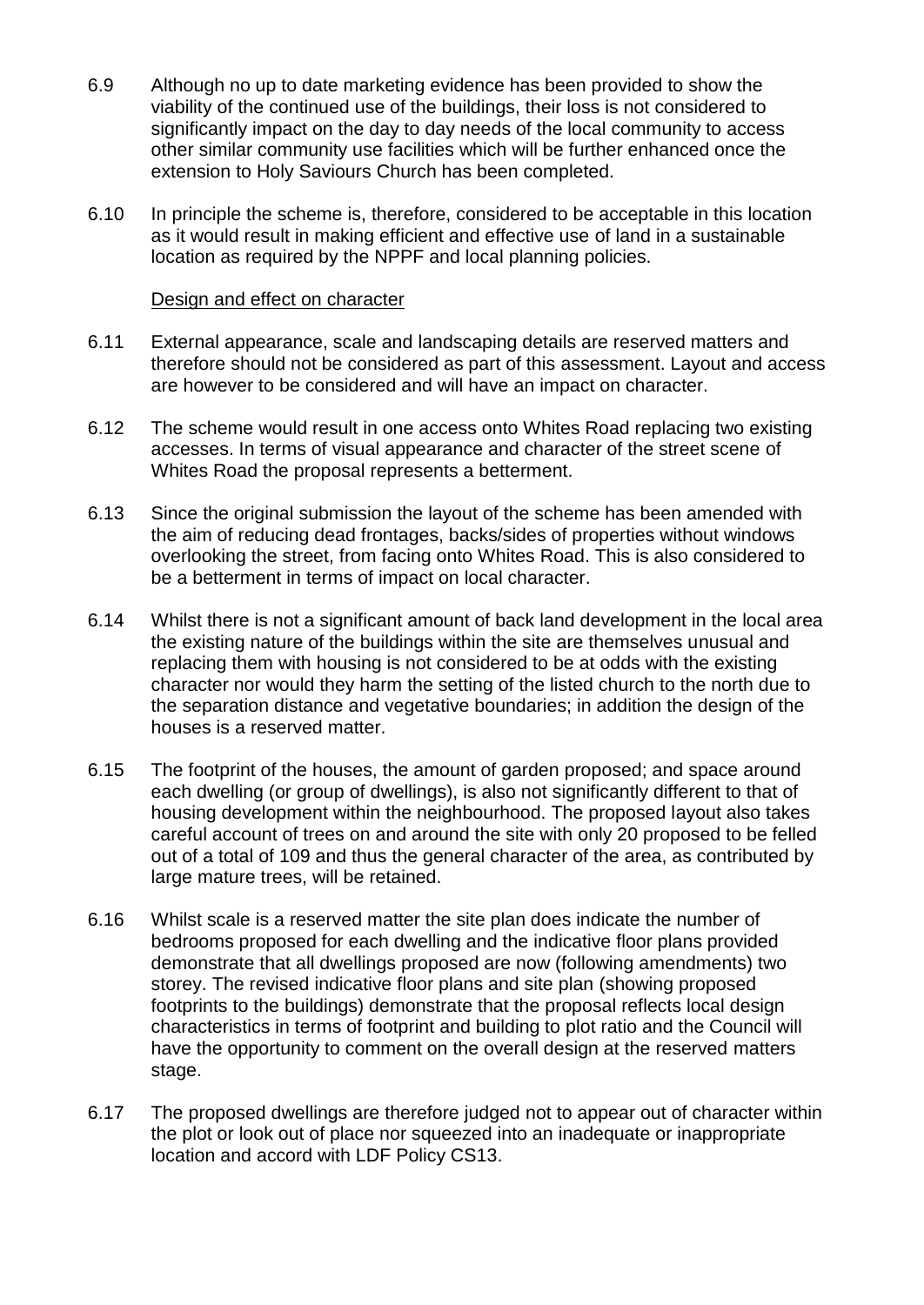6.9 Although no up to date marketing evidence has been provided to show the viability of the continued use of the buildings, their loss is not considered to significantly impact on the day to day needs of the local community to access other similar community use facilities which will be further enhanced once the extension to Holy Saviours Church has been completed.

6.10 In principle the scheme is, therefore, considered to be acceptable in this location as it would result in making efficient and effective use of land in a sustainable location as required by the NPPF and local planning policies.

Design and effect on character

6.11 External appearance, scale and landscaping details are reserved matters and therefore should not be considered as part of this assessment. Layout and access are however to be considered and will have an impact on character.

6.12 The scheme would result in one access onto Whites Road replacing two existing accesses. In terms of visual appearance and character of the street scene of Whites Road the proposal represents a betterment.

6.13 Since the original submission the layout of the scheme has been amended with the aim of reducing dead frontages, backs/sides of properties without windows overlooking the street, from facing onto Whites Road. This is also considered to be a betterment in terms of impact on local character.

6.14 Whilst there is not a significant amount of back land development in the local area the existing nature of the buildings within the site are themselves unusual and replacing them with housing is not considered to be at odds with the existing character nor would they harm the setting of the listed church to the north due to the separation distance and vegetative boundaries; in addition the design of the houses is a reserved matter.

6.15 The footprint of the houses, the amount of garden proposed; and space around each dwelling (or group of dwellings), is also not significantly different to that of housing development within the neighbourhood. The proposed layout also takes careful account of trees on and around the site with only 20 proposed to be felled out of a total of 109 and thus the general character of the area, as contributed by large mature trees, will be retained.

6.16 Whilst scale is a reserved matter the site plan does indicate the number of bedrooms proposed for each dwelling and the indicative floor plans provided demonstrate that all dwellings proposed are now (following amendments) two storey. The revised indicative floor plans and site plan (showing proposed footprints to the buildings) demonstrate that the proposal reflects local design characteristics in terms of footprint and building to plot ratio and the Council will have the opportunity to comment on the overall design at the reserved matters stage.

6.17 The proposed dwellings are therefore judged not to appear out of character within the plot or look out of place nor squeezed into an inadequate or inappropriate location and accord with LDF Policy CS13.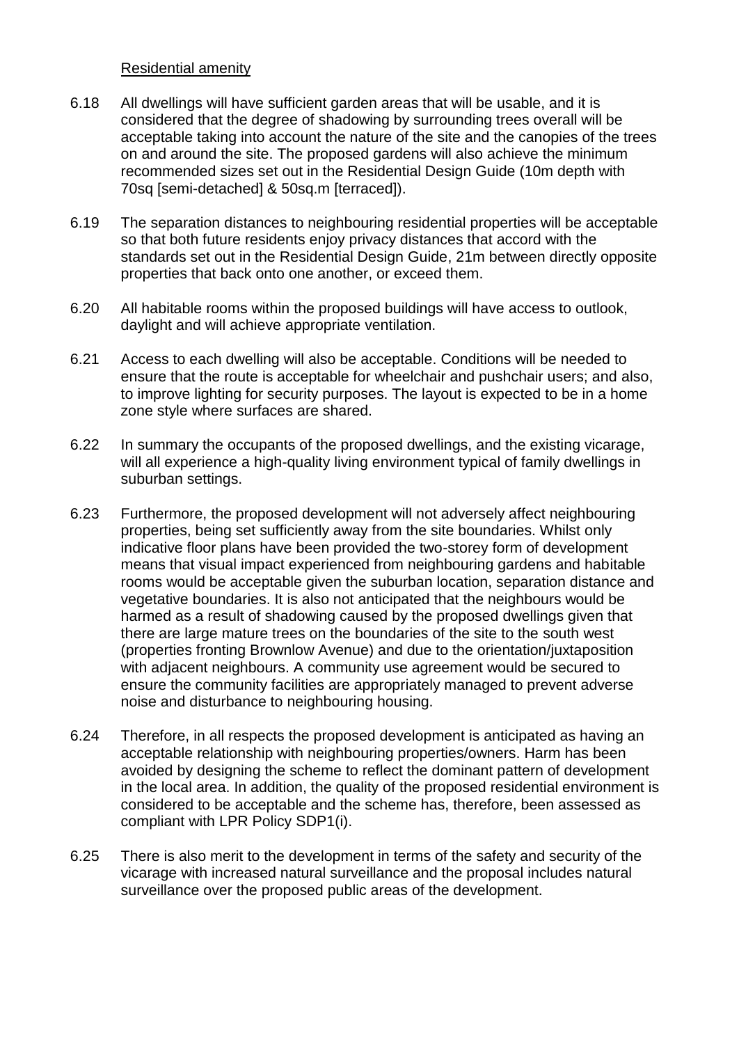Residential amenity

6.18 All dwellings will have sufficient garden areas that will be usable, and it is considered that the degree of shadowing by surrounding trees overall will be acceptable taking into account the nature of the site and the canopies of the trees on and around the site. The proposed gardens will also achieve the minimum recommended sizes set out in the Residential Design Guide (10m depth with 70sq [semi-detached] & 50sq.m [terraced]).

6.19 The separation distances to neighbouring residential properties will be acceptable so that both future residents enjoy privacy distances that accord with the standards set out in the Residential Design Guide, 21m between directly opposite properties that back onto one another, or exceed them.

6.20 All habitable rooms within the proposed buildings will have access to outlook, daylight and will achieve appropriate ventilation.

6.21 Access to each dwelling will also be acceptable. Conditions will be needed to ensure that the route is acceptable for wheelchair and pushchair users; and also, to improve lighting for security purposes. The layout is expected to be in a home zone style where surfaces are shared.

6.22 In summary the occupants of the proposed dwellings, and the existing vicarage, will all experience a high-quality living environment typical of family dwellings in suburban settings.

6.23 Furthermore, the proposed development will not adversely affect neighbouring properties, being set sufficiently away from the site boundaries. Whilst only indicative floor plans have been provided the two-storey form of development means that visual impact experienced from neighbouring gardens and habitable rooms would be acceptable given the suburban location, separation distance and vegetative boundaries. It is also not anticipated that the neighbours would be harmed as a result of shadowing caused by the proposed dwellings given that there are large mature trees on the boundaries of the site to the south west (properties fronting Brownlow Avenue) and due to the orientation/juxtaposition with adjacent neighbours. A community use agreement would be secured to ensure the community facilities are appropriately managed to prevent adverse noise and disturbance to neighbouring housing.

6.24 Therefore, in all respects the proposed development is anticipated as having an acceptable relationship with neighbouring properties/owners. Harm has been avoided by designing the scheme to reflect the dominant pattern of development in the local area. In addition, the quality of the proposed residential environment is considered to be acceptable and the scheme has, therefore, been assessed as compliant with LPR Policy SDP1(i).

6.25 There is also merit to the development in terms of the safety and security of the vicarage with increased natural surveillance and the proposal includes natural surveillance over the proposed public areas of the development.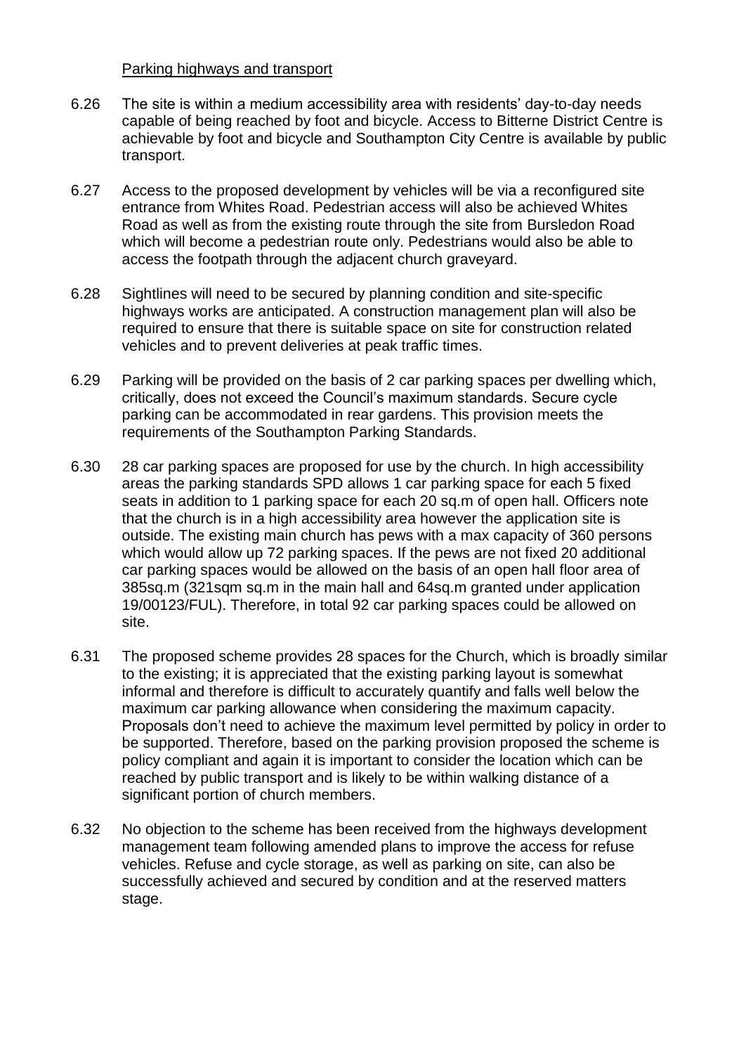Parking highways and transport

6.26 The site is within a medium accessibility area with residents' day-to-day needs capable of being reached by foot and bicycle. Access to Bitterne District Centre is achievable by foot and bicycle and Southampton City Centre is available by public transport.

6.27 Access to the proposed development by vehicles will be via a reconfigured site entrance from Whites Road. Pedestrian access will also be achieved Whites Road as well as from the existing route through the site from Bursledon Road which will become a pedestrian route only. Pedestrians would also be able to access the footpath through the adjacent church graveyard.

6.28 Sightlines will need to be secured by planning condition and site-specific highways works are anticipated. A construction management plan will also be required to ensure that there is suitable space on site for construction related vehicles and to prevent deliveries at peak traffic times.

6.29 Parking will be provided on the basis of 2 car parking spaces per dwelling which, critically, does not exceed the Council's maximum standards. Secure cycle parking can be accommodated in rear gardens. This provision meets the requirements of the Southampton Parking Standards.

6.30 28 car parking spaces are proposed for use by the church. In high accessibility areas the parking standards SPD allows 1 car parking space for each 5 fixed seats in addition to 1 parking space for each 20 sq.m of open hall. Officers note that the church is in a high accessibility area however the application site is outside. The existing main church has pews with a max capacity of 360 persons which would allow up 72 parking spaces. If the pews are not fixed 20 additional car parking spaces would be allowed on the basis of an open hall floor area of 385sq.m (321sqm sq.m in the main hall and 64sq.m granted under application 19/00123/FUL). Therefore, in total 92 car parking spaces could be allowed on site.

6.31 The proposed scheme provides 28 spaces for the Church, which is broadly similar to the existing; it is appreciated that the existing parking layout is somewhat informal and therefore is difficult to accurately quantify and falls well below the maximum car parking allowance when considering the maximum capacity. Proposals don't need to achieve the maximum level permitted by policy in order to be supported. Therefore, based on the parking provision proposed the scheme is policy compliant and again it is important to consider the location which can be reached by public transport and is likely to be within walking distance of a significant portion of church members.

6.32 No objection to the scheme has been received from the highways development management team following amended plans to improve the access for refuse vehicles. Refuse and cycle storage, as well as parking on site, can also be successfully achieved and secured by condition and at the reserved matters stage.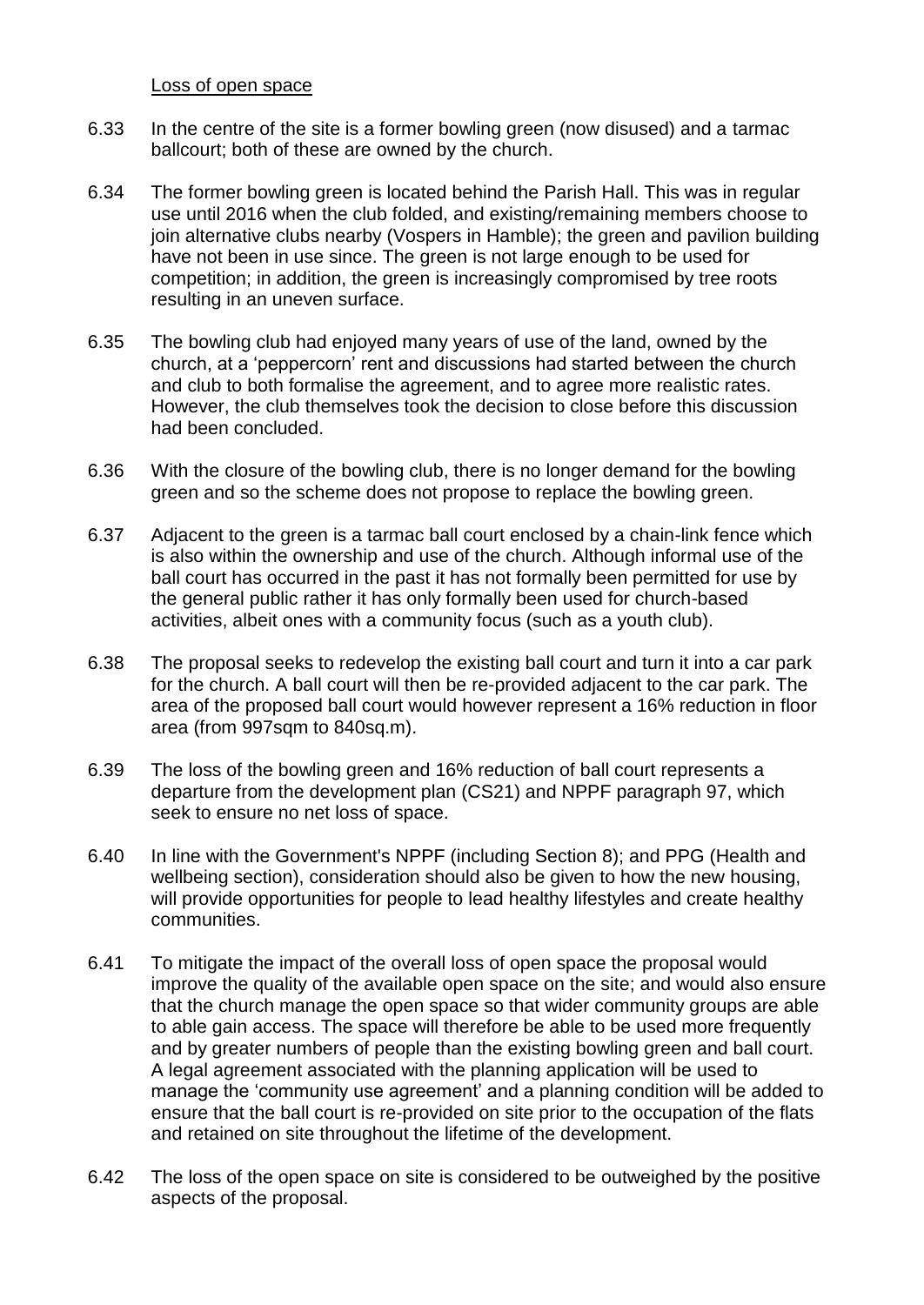Loss of open space

6.33 In the centre of the site is a former bowling green (now disused) and a tarmac ballcourt; both of these are owned by the church.

6.34 The former bowling green is located behind the Parish Hall. This was in regular use until 2016 when the club folded, and existing/remaining members choose to join alternative clubs nearby (Vospers in Hamble); the green and pavilion building have not been in use since. The green is not large enough to be used for competition; in addition, the green is increasingly compromised by tree roots resulting in an uneven surface.

6.35 The bowling club had enjoyed many years of use of the land, owned by the church, at a 'peppercorn' rent and discussions had started between the church and club to both formalise the agreement, and to agree more realistic rates. However, the club themselves took the decision to close before this discussion had been concluded.

6.36 With the closure of the bowling club, there is no longer demand for the bowling green and so the scheme does not propose to replace the bowling green.

6.37 Adjacent to the green is a tarmac ball court enclosed by a chain-link fence which is also within the ownership and use of the church. Although informal use of the ball court has occurred in the past it has not formally been permitted for use by the general public rather it has only formally been used for church-based activities, albeit ones with a community focus (such as a youth club).

6.38 The proposal seeks to redevelop the existing ball court and turn it into a car park for the church. A ball court will then be re-provided adjacent to the car park. The area of the proposed ball court would however represent a 16% reduction in floor area (from 997sqm to 840sq.m).

6.39 The loss of the bowling green and 16% reduction of ball court represents a departure from the development plan (CS21) and NPPF paragraph 97, which seek to ensure no net loss of space.

6.40 In line with the Government's NPPF (including Section 8); and PPG (Health and wellbeing section), consideration should also be given to how the new housing, will provide opportunities for people to lead healthy lifestyles and create healthy communities.

6.41 To mitigate the impact of the overall loss of open space the proposal would improve the quality of the available open space on the site; and would also ensure that the church manage the open space so that wider community groups are able to able gain access. The space will therefore be able to be used more frequently and by greater numbers of people than the existing bowling green and ball court. A legal agreement associated with the planning application will be used to manage the 'community use agreement' and a planning condition will be added to ensure that the ball court is re-provided on site prior to the occupation of the flats and retained on site throughout the lifetime of the development.

6.42 The loss of the open space on site is considered to be outweighed by the positive aspects of the proposal.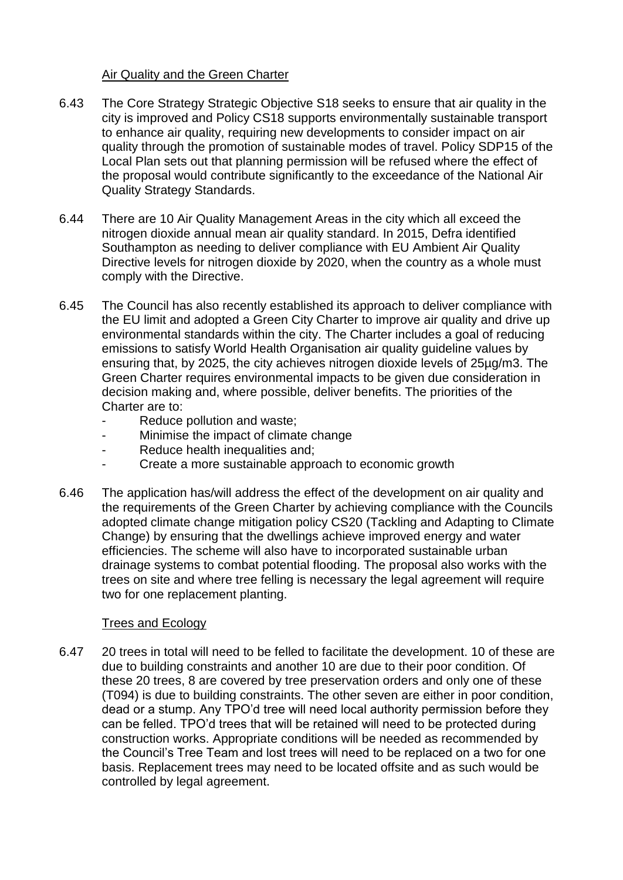### Air Quality and the Green Charter

6.43 The Core Strategy Strategic Objective S18 seeks to ensure that air quality in the city is improved and Policy CS18 supports environmentally sustainable transport to enhance air quality, requiring new developments to consider impact on air quality through the promotion of sustainable modes of travel. Policy SDP15 of the Local Plan sets out that planning permission will be refused where the effect of the proposal would contribute significantly to the exceedance of the National Air Quality Strategy Standards.

6.44 There are 10 Air Quality Management Areas in the city which all exceed the nitrogen dioxide annual mean air quality standard. In 2015, Defra identified Southampton as needing to deliver compliance with EU Ambient Air Quality Directive levels for nitrogen dioxide by 2020, when the country as a whole must comply with the Directive.

6.45 The Council has also recently established its approach to deliver compliance with the EU limit and adopted a Green City Charter to improve air quality and drive up environmental standards within the city. The Charter includes a goal of reducing emissions to satisfy World Health Organisation air quality guideline values by ensuring that, by 2025, the city achieves nitrogen dioxide levels of 25µg/m3. The Green Charter requires environmental impacts to be given due consideration in decision making and, where possible, deliver benefits. The priorities of the Charter are to:

- Reduce pollution and waste;
- Minimise the impact of climate change
- Reduce health inequalities and;
- Create a more sustainable approach to economic growth

6.46 The application has/will address the effect of the development on air quality and the requirements of the Green Charter by achieving compliance with the Councils adopted climate change mitigation policy CS20 (Tackling and Adapting to Climate Change) by ensuring that the dwellings achieve improved energy and water efficiencies. The scheme will also have to incorporated sustainable urban drainage systems to combat potential flooding. The proposal also works with the trees on site and where tree felling is necessary the legal agreement will require two for one replacement planting.

### Trees and Ecology

6.47 20 trees in total will need to be felled to facilitate the development. 10 of these are due to building constraints and another 10 are due to their poor condition. Of these 20 trees, 8 are covered by tree preservation orders and only one of these (T094) is due to building constraints. The other seven are either in poor condition, dead or a stump. Any TPO'd tree will need local authority permission before they can be felled. TPO'd trees that will be retained will need to be protected during construction works. Appropriate conditions will be needed as recommended by the Council's Tree Team and lost trees will need to be replaced on a two for one basis. Replacement trees may need to be located offsite and as such would be controlled by legal agreement.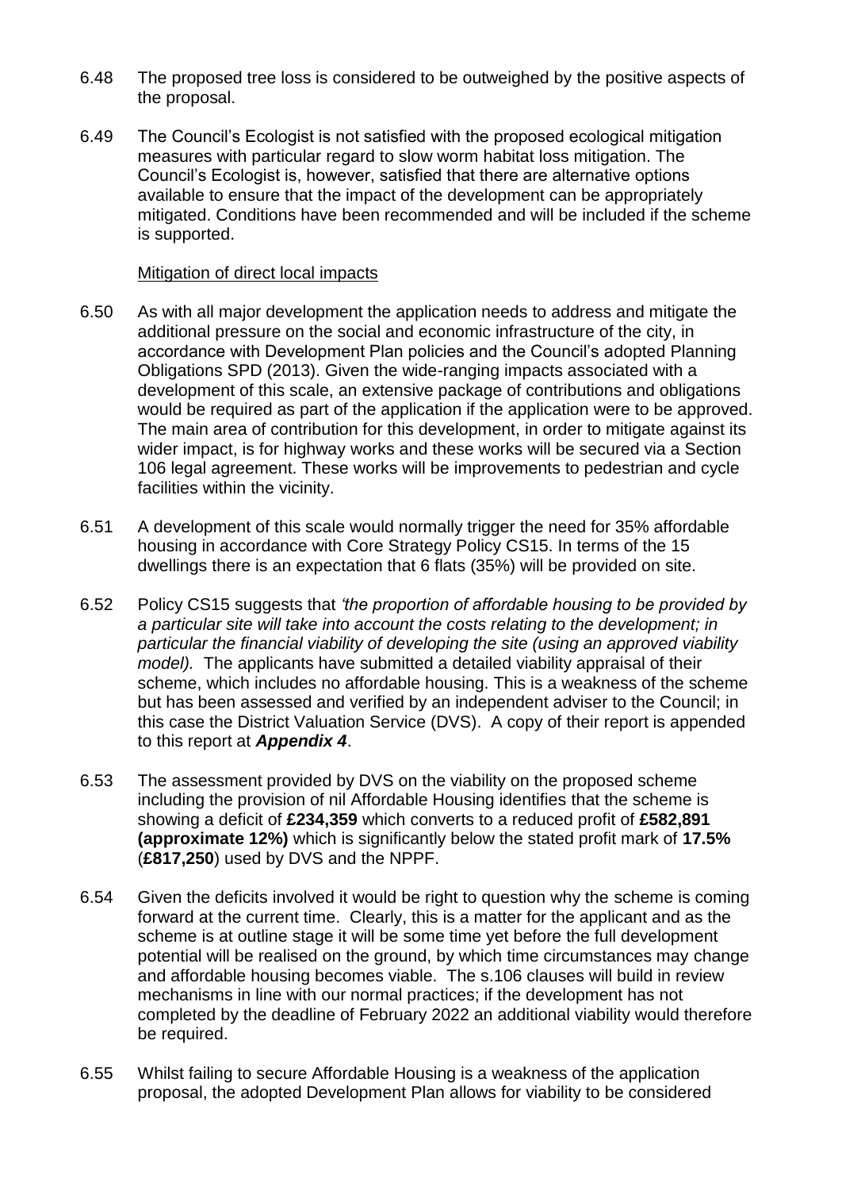6.48 The proposed tree loss is considered to be outweighed by the positive aspects of the proposal.

6.49 The Council's Ecologist is not satisfied with the proposed ecological mitigation measures with particular regard to slow worm habitat loss mitigation. The Council's Ecologist is, however, satisfied that there are alternative options available to ensure that the impact of the development can be appropriately mitigated. Conditions have been recommended and will be included if the scheme is supported.

Mitigation of direct local impacts

6.50 As with all major development the application needs to address and mitigate the additional pressure on the social and economic infrastructure of the city, in accordance with Development Plan policies and the Council's adopted Planning Obligations SPD (2013). Given the wide-ranging impacts associated with a development of this scale, an extensive package of contributions and obligations would be required as part of the application if the application were to be approved. The main area of contribution for this development, in order to mitigate against its wider impact, is for highway works and these works will be secured via a Section 106 legal agreement. These works will be improvements to pedestrian and cycle facilities within the vicinity.

6.51 A development of this scale would normally trigger the need for 35% affordable housing in accordance with Core Strategy Policy CS15. In terms of the 15 dwellings there is an expectation that 6 flats (35%) will be provided on site.

6.52 Policy CS15 suggests that *'the proportion of affordable housing to be provided by a particular site will take into account the costs relating to the development; in particular the financial viability of developing the site (using an approved viability model).* The applicants have submitted a detailed viability appraisal of their scheme, which includes no affordable housing. This is a weakness of the scheme but has been assessed and verified by an independent adviser to the Council; in this case the District Valuation Service (DVS). A copy of their report is appended to this report at ***Appendix 4***.

6.53 The assessment provided by DVS on the viability on the proposed scheme including the provision of nil Affordable Housing identifies that the scheme is showing a deficit of **£234,359** which converts to a reduced profit of **£582,891 (approximate 12%)** which is significantly below the stated profit mark of **17.5%** (**£817,250**) used by DVS and the NPPF.

6.54 Given the deficits involved it would be right to question why the scheme is coming forward at the current time. Clearly, this is a matter for the applicant and as the scheme is at outline stage it will be some time yet before the full development potential will be realised on the ground, by which time circumstances may change and affordable housing becomes viable. The s.106 clauses will build in review mechanisms in line with our normal practices; if the development has not completed by the deadline of February 2022 an additional viability would therefore be required.

6.55 Whilst failing to secure Affordable Housing is a weakness of the application proposal, the adopted Development Plan allows for viability to be considered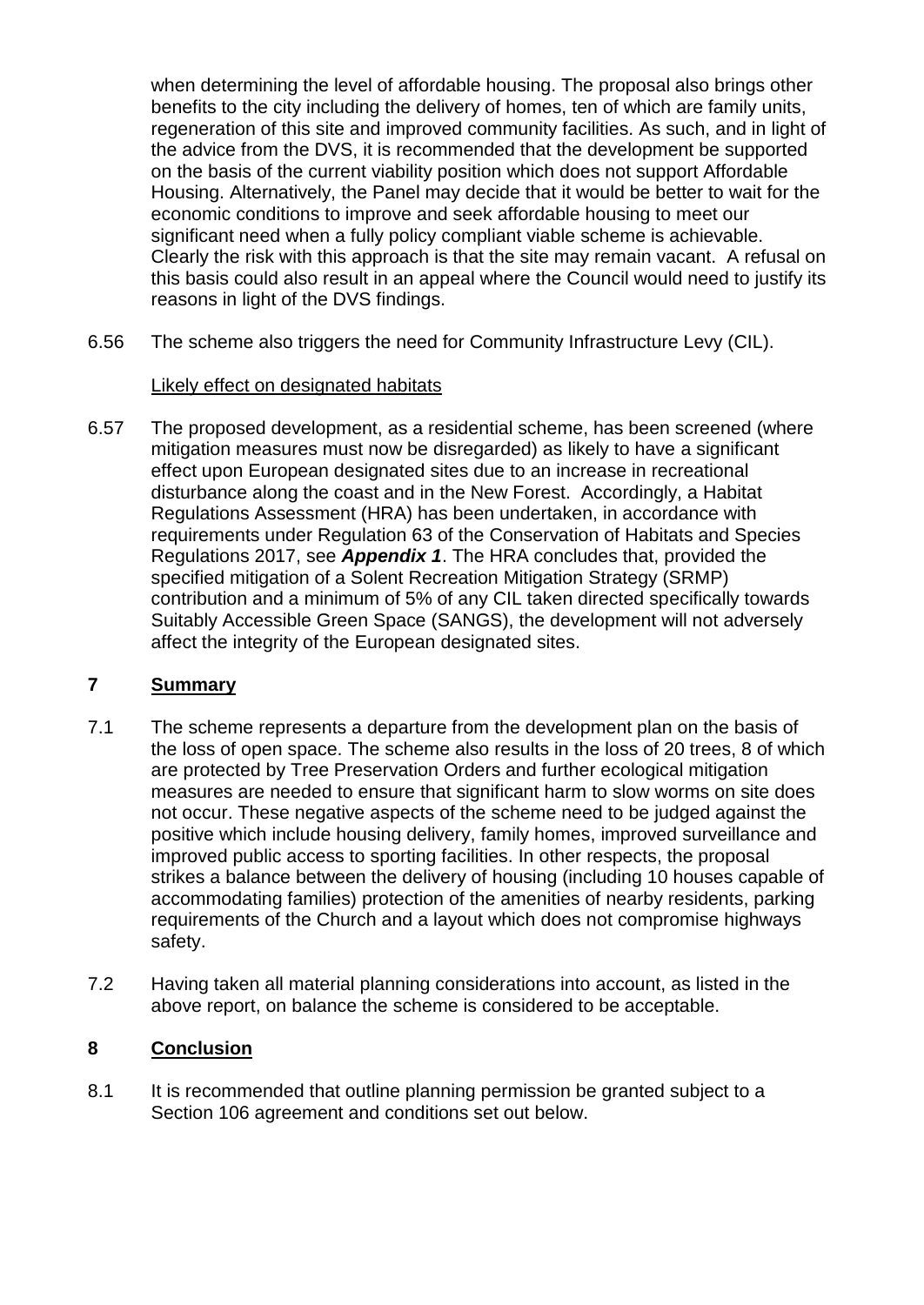when determining the level of affordable housing. The proposal also brings other benefits to the city including the delivery of homes, ten of which are family units, regeneration of this site and improved community facilities. As such, and in light of the advice from the DVS, it is recommended that the development be supported on the basis of the current viability position which does not support Affordable Housing. Alternatively, the Panel may decide that it would be better to wait for the economic conditions to improve and seek affordable housing to meet our significant need when a fully policy compliant viable scheme is achievable. Clearly the risk with this approach is that the site may remain vacant. A refusal on this basis could also result in an appeal where the Council would need to justify its reasons in light of the DVS findings.

6.56 The scheme also triggers the need for Community Infrastructure Levy (CIL).

<u>Likely effect on designated habitats</u>

6.57 The proposed development, as a residential scheme, has been screened (where mitigation measures must now be disregarded) as likely to have a significant effect upon European designated sites due to an increase in recreational disturbance along the coast and in the New Forest. Accordingly, a Habitat Regulations Assessment (HRA) has been undertaken, in accordance with requirements under Regulation 63 of the Conservation of Habitats and Species Regulations 2017, see ***Appendix 1***. The HRA concludes that, provided the specified mitigation of a Solent Recreation Mitigation Strategy (SRMP) contribution and a minimum of 5% of any CIL taken directed specifically towards Suitably Accessible Green Space (SANGS), the development will not adversely affect the integrity of the European designated sites.

## 7 Summary

7.1 The scheme represents a departure from the development plan on the basis of the loss of open space. The scheme also results in the loss of 20 trees, 8 of which are protected by Tree Preservation Orders and further ecological mitigation measures are needed to ensure that significant harm to slow worms on site does not occur. These negative aspects of the scheme need to be judged against the positive which include housing delivery, family homes, improved surveillance and improved public access to sporting facilities. In other respects, the proposal strikes a balance between the delivery of housing (including 10 houses capable of accommodating families) protection of the amenities of nearby residents, parking requirements of the Church and a layout which does not compromise highways safety.

7.2 Having taken all material planning considerations into account, as listed in the above report, on balance the scheme is considered to be acceptable.

## 8 Conclusion

8.1 It is recommended that outline planning permission be granted subject to a Section 106 agreement and conditions set out below.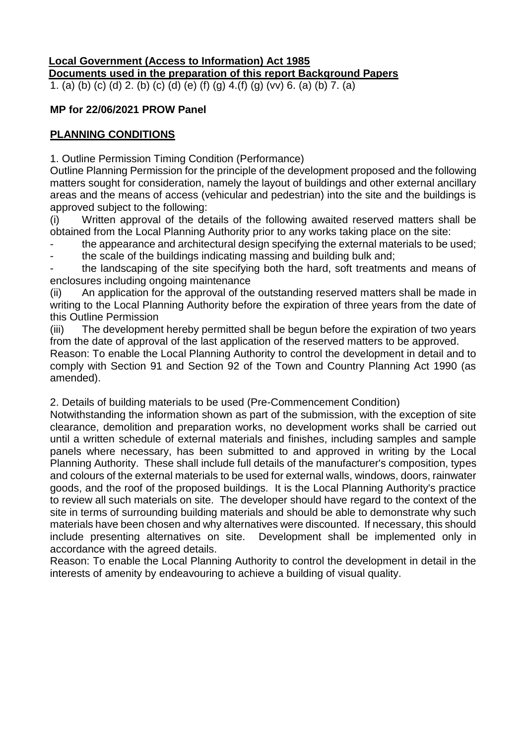**Local Government (Access to Information) Act 1985**
**Documents used in the preparation of this report Background Papers**

1. (a) (b) (c) (d) 2. (b) (c) (d) (e) (f) (g) 4.(f) (g) (vv) 6. (a) (b) 7. (a)

**MP for 22/06/2021 PROW Panel**

**PLANNING CONDITIONS**

1. Outline Permission Timing Condition (Performance)

Outline Planning Permission for the principle of the development proposed and the following matters sought for consideration, namely the layout of buildings and other external ancillary areas and the means of access (vehicular and pedestrian) into the site and the buildings is approved subject to the following:

(i) Written approval of the details of the following awaited reserved matters shall be obtained from the Local Planning Authority prior to any works taking place on the site:

- the appearance and architectural design specifying the external materials to be used;
- the scale of the buildings indicating massing and building bulk and;
- the landscaping of the site specifying both the hard, soft treatments and means of enclosures including ongoing maintenance

(ii) An application for the approval of the outstanding reserved matters shall be made in writing to the Local Planning Authority before the expiration of three years from the date of this Outline Permission

(iii) The development hereby permitted shall be begun before the expiration of two years from the date of approval of the last application of the reserved matters to be approved.

Reason: To enable the Local Planning Authority to control the development in detail and to comply with Section 91 and Section 92 of the Town and Country Planning Act 1990 (as amended).

2. Details of building materials to be used (Pre-Commencement Condition)

Notwithstanding the information shown as part of the submission, with the exception of site clearance, demolition and preparation works, no development works shall be carried out until a written schedule of external materials and finishes, including samples and sample panels where necessary, has been submitted to and approved in writing by the Local Planning Authority. These shall include full details of the manufacturer's composition, types and colours of the external materials to be used for external walls, windows, doors, rainwater goods, and the roof of the proposed buildings. It is the Local Planning Authority's practice to review all such materials on site. The developer should have regard to the context of the site in terms of surrounding building materials and should be able to demonstrate why such materials have been chosen and why alternatives were discounted. If necessary, this should include presenting alternatives on site. Development shall be implemented only in accordance with the agreed details.

Reason: To enable the Local Planning Authority to control the development in detail in the interests of amenity by endeavouring to achieve a building of visual quality.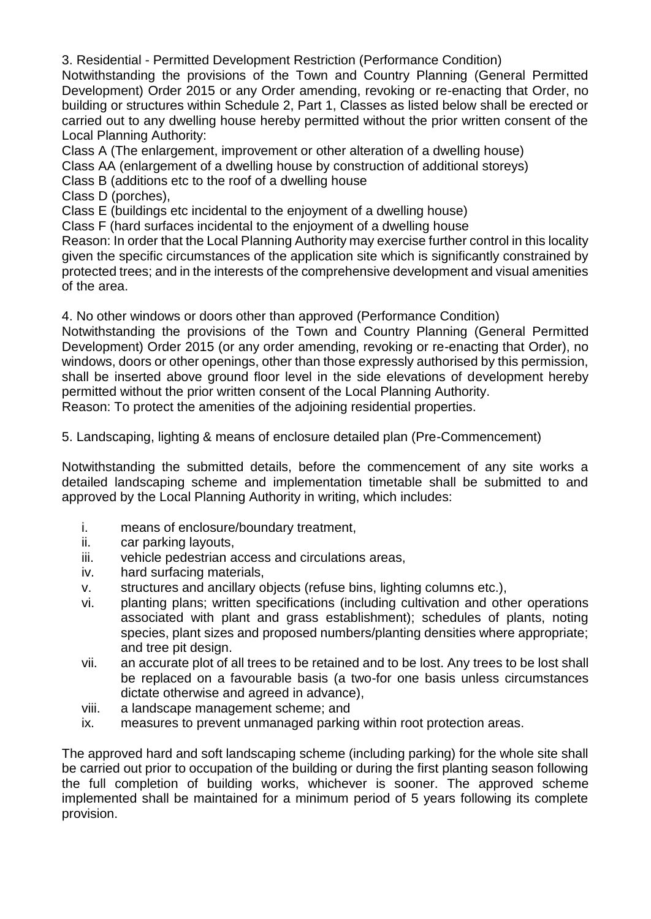3. Residential - Permitted Development Restriction (Performance Condition)

Notwithstanding the provisions of the Town and Country Planning (General Permitted Development) Order 2015 or any Order amending, revoking or re-enacting that Order, no building or structures within Schedule 2, Part 1, Classes as listed below shall be erected or carried out to any dwelling house hereby permitted without the prior written consent of the Local Planning Authority:

Class A (The enlargement, improvement or other alteration of a dwelling house)

Class AA (enlargement of a dwelling house by construction of additional storeys)

Class B (additions etc to the roof of a dwelling house

Class D (porches),

Class E (buildings etc incidental to the enjoyment of a dwelling house)

Class F (hard surfaces incidental to the enjoyment of a dwelling house

Reason: In order that the Local Planning Authority may exercise further control in this locality given the specific circumstances of the application site which is significantly constrained by protected trees; and in the interests of the comprehensive development and visual amenities of the area.

4. No other windows or doors other than approved (Performance Condition)

Notwithstanding the provisions of the Town and Country Planning (General Permitted Development) Order 2015 (or any order amending, revoking or re-enacting that Order), no windows, doors or other openings, other than those expressly authorised by this permission, shall be inserted above ground floor level in the side elevations of development hereby permitted without the prior written consent of the Local Planning Authority.

Reason: To protect the amenities of the adjoining residential properties.

5. Landscaping, lighting & means of enclosure detailed plan (Pre-Commencement)

Notwithstanding the submitted details, before the commencement of any site works a detailed landscaping scheme and implementation timetable shall be submitted to and approved by the Local Planning Authority in writing, which includes:

i. means of enclosure/boundary treatment,
ii. car parking layouts,
iii. vehicle pedestrian access and circulations areas,
iv. hard surfacing materials,
v. structures and ancillary objects (refuse bins, lighting columns etc.),
vi. planting plans; written specifications (including cultivation and other operations associated with plant and grass establishment); schedules of plants, noting species, plant sizes and proposed numbers/planting densities where appropriate; and tree pit design.
vii. an accurate plot of all trees to be retained and to be lost. Any trees to be lost shall be replaced on a favourable basis (a two-for one basis unless circumstances dictate otherwise and agreed in advance),
viii. a landscape management scheme; and
ix. measures to prevent unmanaged parking within root protection areas.

The approved hard and soft landscaping scheme (including parking) for the whole site shall be carried out prior to occupation of the building or during the first planting season following the full completion of building works, whichever is sooner. The approved scheme implemented shall be maintained for a minimum period of 5 years following its complete provision.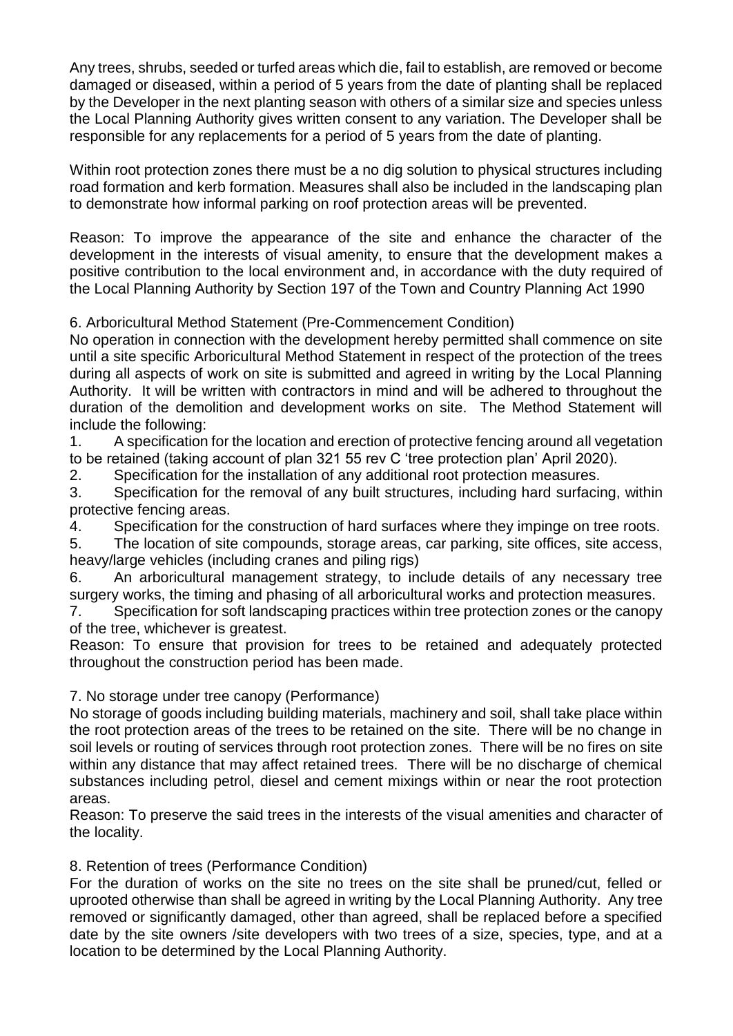Any trees, shrubs, seeded or turfed areas which die, fail to establish, are removed or become damaged or diseased, within a period of 5 years from the date of planting shall be replaced by the Developer in the next planting season with others of a similar size and species unless the Local Planning Authority gives written consent to any variation. The Developer shall be responsible for any replacements for a period of 5 years from the date of planting.

Within root protection zones there must be a no dig solution to physical structures including road formation and kerb formation. Measures shall also be included in the landscaping plan to demonstrate how informal parking on roof protection areas will be prevented.

Reason: To improve the appearance of the site and enhance the character of the development in the interests of visual amenity, to ensure that the development makes a positive contribution to the local environment and, in accordance with the duty required of the Local Planning Authority by Section 197 of the Town and Country Planning Act 1990

6. Arboricultural Method Statement (Pre-Commencement Condition)

No operation in connection with the development hereby permitted shall commence on site until a site specific Arboricultural Method Statement in respect of the protection of the trees during all aspects of work on site is submitted and agreed in writing by the Local Planning Authority. It will be written with contractors in mind and will be adhered to throughout the duration of the demolition and development works on site. The Method Statement will include the following:

1. A specification for the location and erection of protective fencing around all vegetation to be retained (taking account of plan 321 55 rev C 'tree protection plan' April 2020).
2. Specification for the installation of any additional root protection measures.
3. Specification for the removal of any built structures, including hard surfacing, within protective fencing areas.
4. Specification for the construction of hard surfaces where they impinge on tree roots.
5. The location of site compounds, storage areas, car parking, site offices, site access, heavy/large vehicles (including cranes and piling rigs)
6. An arboricultural management strategy, to include details of any necessary tree surgery works, the timing and phasing of all arboricultural works and protection measures.
7. Specification for soft landscaping practices within tree protection zones or the canopy of the tree, whichever is greatest.

Reason: To ensure that provision for trees to be retained and adequately protected throughout the construction period has been made.

7. No storage under tree canopy (Performance)

No storage of goods including building materials, machinery and soil, shall take place within the root protection areas of the trees to be retained on the site. There will be no change in soil levels or routing of services through root protection zones. There will be no fires on site within any distance that may affect retained trees. There will be no discharge of chemical substances including petrol, diesel and cement mixings within or near the root protection areas.

Reason: To preserve the said trees in the interests of the visual amenities and character of the locality.

8. Retention of trees (Performance Condition)

For the duration of works on the site no trees on the site shall be pruned/cut, felled or uprooted otherwise than shall be agreed in writing by the Local Planning Authority. Any tree removed or significantly damaged, other than agreed, shall be replaced before a specified date by the site owners /site developers with two trees of a size, species, type, and at a location to be determined by the Local Planning Authority.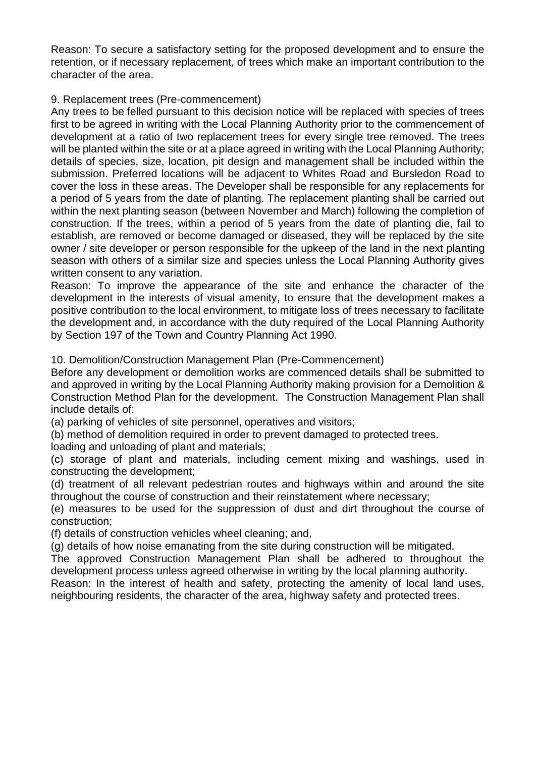Reason: To secure a satisfactory setting for the proposed development and to ensure the retention, or if necessary replacement, of trees which make an important contribution to the character of the area.

9. Replacement trees (Pre-commencement)
Any trees to be felled pursuant to this decision notice will be replaced with species of trees first to be agreed in writing with the Local Planning Authority prior to the commencement of development at a ratio of two replacement trees for every single tree removed. The trees will be planted within the site or at a place agreed in writing with the Local Planning Authority; details of species, size, location, pit design and management shall be included within the submission. Preferred locations will be adjacent to Whites Road and Bursledon Road to cover the loss in these areas. The Developer shall be responsible for any replacements for a period of 5 years from the date of planting. The replacement planting shall be carried out within the next planting season (between November and March) following the completion of construction. If the trees, within a period of 5 years from the date of planting die, fail to establish, are removed or become damaged or diseased, they will be replaced by the site owner / site developer or person responsible for the upkeep of the land in the next planting season with others of a similar size and species unless the Local Planning Authority gives written consent to any variation.
Reason: To improve the appearance of the site and enhance the character of the development in the interests of visual amenity, to ensure that the development makes a positive contribution to the local environment, to mitigate loss of trees necessary to facilitate the development and, in accordance with the duty required of the Local Planning Authority by Section 197 of the Town and Country Planning Act 1990.

10. Demolition/Construction Management Plan (Pre-Commencement)
Before any development or demolition works are commenced details shall be submitted to and approved in writing by the Local Planning Authority making provision for a Demolition & Construction Method Plan for the development. The Construction Management Plan shall include details of:
(a) parking of vehicles of site personnel, operatives and visitors;
(b) method of demolition required in order to prevent damaged to protected trees.
loading and unloading of plant and materials;
(c) storage of plant and materials, including cement mixing and washings, used in constructing the development;
(d) treatment of all relevant pedestrian routes and highways within and around the site throughout the course of construction and their reinstatement where necessary;
(e) measures to be used for the suppression of dust and dirt throughout the course of construction;
(f) details of construction vehicles wheel cleaning; and,
(g) details of how noise emanating from the site during construction will be mitigated.
The approved Construction Management Plan shall be adhered to throughout the development process unless agreed otherwise in writing by the local planning authority.
Reason: In the interest of health and safety, protecting the amenity of local land uses, neighbouring residents, the character of the area, highway safety and protected trees.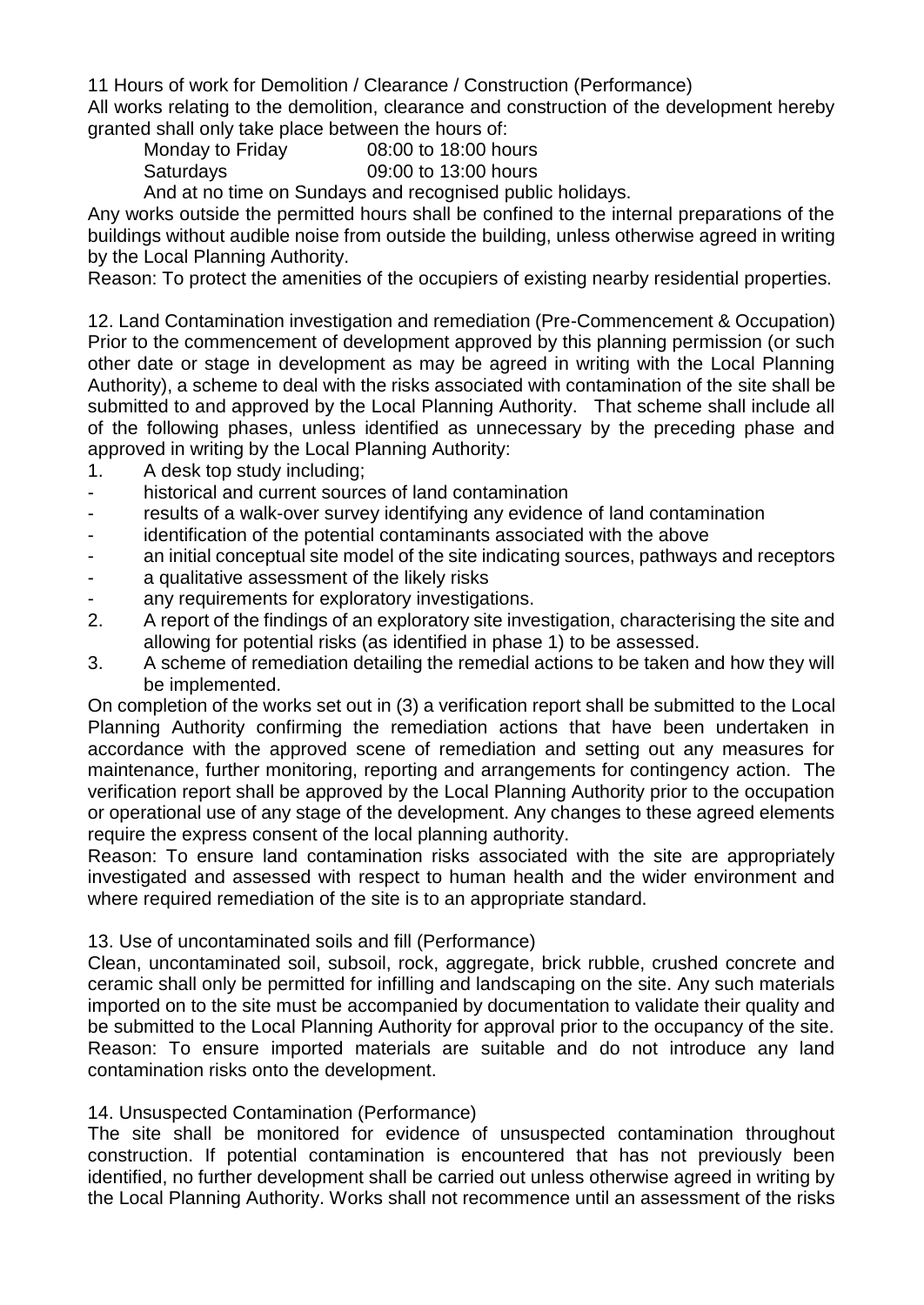11 Hours of work for Demolition / Clearance / Construction (Performance)

All works relating to the demolition, clearance and construction of the development hereby granted shall only take place between the hours of:

Monday to Friday 08:00 to 18:00 hours
Saturdays 09:00 to 13:00 hours
And at no time on Sundays and recognised public holidays.

Any works outside the permitted hours shall be confined to the internal preparations of the buildings without audible noise from outside the building, unless otherwise agreed in writing by the Local Planning Authority.

Reason: To protect the amenities of the occupiers of existing nearby residential properties.

12. Land Contamination investigation and remediation (Pre-Commencement & Occupation)

Prior to the commencement of development approved by this planning permission (or such other date or stage in development as may be agreed in writing with the Local Planning Authority), a scheme to deal with the risks associated with contamination of the site shall be submitted to and approved by the Local Planning Authority. That scheme shall include all of the following phases, unless identified as unnecessary by the preceding phase and approved in writing by the Local Planning Authority:

1. A desk top study including;
   - historical and current sources of land contamination
   - results of a walk-over survey identifying any evidence of land contamination
   - identification of the potential contaminants associated with the above
   - an initial conceptual site model of the site indicating sources, pathways and receptors
   - a qualitative assessment of the likely risks
   - any requirements for exploratory investigations.
2. A report of the findings of an exploratory site investigation, characterising the site and allowing for potential risks (as identified in phase 1) to be assessed.
3. A scheme of remediation detailing the remedial actions to be taken and how they will be implemented.

On completion of the works set out in (3) a verification report shall be submitted to the Local Planning Authority confirming the remediation actions that have been undertaken in accordance with the approved scene of remediation and setting out any measures for maintenance, further monitoring, reporting and arrangements for contingency action. The verification report shall be approved by the Local Planning Authority prior to the occupation or operational use of any stage of the development. Any changes to these agreed elements require the express consent of the local planning authority.

Reason: To ensure land contamination risks associated with the site are appropriately investigated and assessed with respect to human health and the wider environment and where required remediation of the site is to an appropriate standard.

13. Use of uncontaminated soils and fill (Performance)

Clean, uncontaminated soil, subsoil, rock, aggregate, brick rubble, crushed concrete and ceramic shall only be permitted for infilling and landscaping on the site. Any such materials imported on to the site must be accompanied by documentation to validate their quality and be submitted to the Local Planning Authority for approval prior to the occupancy of the site.

Reason: To ensure imported materials are suitable and do not introduce any land contamination risks onto the development.

14. Unsuspected Contamination (Performance)

The site shall be monitored for evidence of unsuspected contamination throughout construction. If potential contamination is encountered that has not previously been identified, no further development shall be carried out unless otherwise agreed in writing by the Local Planning Authority. Works shall not recommence until an assessment of the risks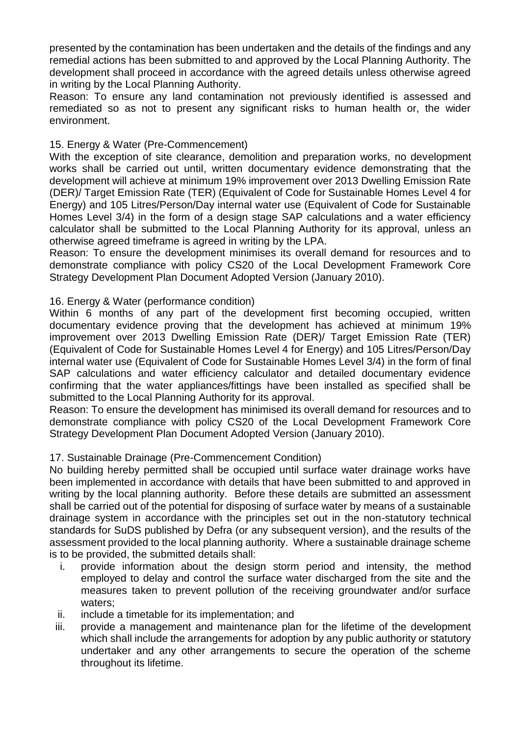presented by the contamination has been undertaken and the details of the findings and any remedial actions has been submitted to and approved by the Local Planning Authority. The development shall proceed in accordance with the agreed details unless otherwise agreed in writing by the Local Planning Authority.

Reason: To ensure any land contamination not previously identified is assessed and remediated so as not to present any significant risks to human health or, the wider environment.

15. Energy & Water (Pre-Commencement)

With the exception of site clearance, demolition and preparation works, no development works shall be carried out until, written documentary evidence demonstrating that the development will achieve at minimum 19% improvement over 2013 Dwelling Emission Rate (DER)/ Target Emission Rate (TER) (Equivalent of Code for Sustainable Homes Level 4 for Energy) and 105 Litres/Person/Day internal water use (Equivalent of Code for Sustainable Homes Level 3/4) in the form of a design stage SAP calculations and a water efficiency calculator shall be submitted to the Local Planning Authority for its approval, unless an otherwise agreed timeframe is agreed in writing by the LPA.

Reason: To ensure the development minimises its overall demand for resources and to demonstrate compliance with policy CS20 of the Local Development Framework Core Strategy Development Plan Document Adopted Version (January 2010).

16. Energy & Water (performance condition)

Within 6 months of any part of the development first becoming occupied, written documentary evidence proving that the development has achieved at minimum 19% improvement over 2013 Dwelling Emission Rate (DER)/ Target Emission Rate (TER) (Equivalent of Code for Sustainable Homes Level 4 for Energy) and 105 Litres/Person/Day internal water use (Equivalent of Code for Sustainable Homes Level 3/4) in the form of final SAP calculations and water efficiency calculator and detailed documentary evidence confirming that the water appliances/fittings have been installed as specified shall be submitted to the Local Planning Authority for its approval.

Reason: To ensure the development has minimised its overall demand for resources and to demonstrate compliance with policy CS20 of the Local Development Framework Core Strategy Development Plan Document Adopted Version (January 2010).

17. Sustainable Drainage (Pre-Commencement Condition)

No building hereby permitted shall be occupied until surface water drainage works have been implemented in accordance with details that have been submitted to and approved in writing by the local planning authority. Before these details are submitted an assessment shall be carried out of the potential for disposing of surface water by means of a sustainable drainage system in accordance with the principles set out in the non-statutory technical standards for SuDS published by Defra (or any subsequent version), and the results of the assessment provided to the local planning authority. Where a sustainable drainage scheme is to be provided, the submitted details shall:

i. provide information about the design storm period and intensity, the method employed to delay and control the surface water discharged from the site and the measures taken to prevent pollution of the receiving groundwater and/or surface waters;
ii. include a timetable for its implementation; and
iii. provide a management and maintenance plan for the lifetime of the development which shall include the arrangements for adoption by any public authority or statutory undertaker and any other arrangements to secure the operation of the scheme throughout its lifetime.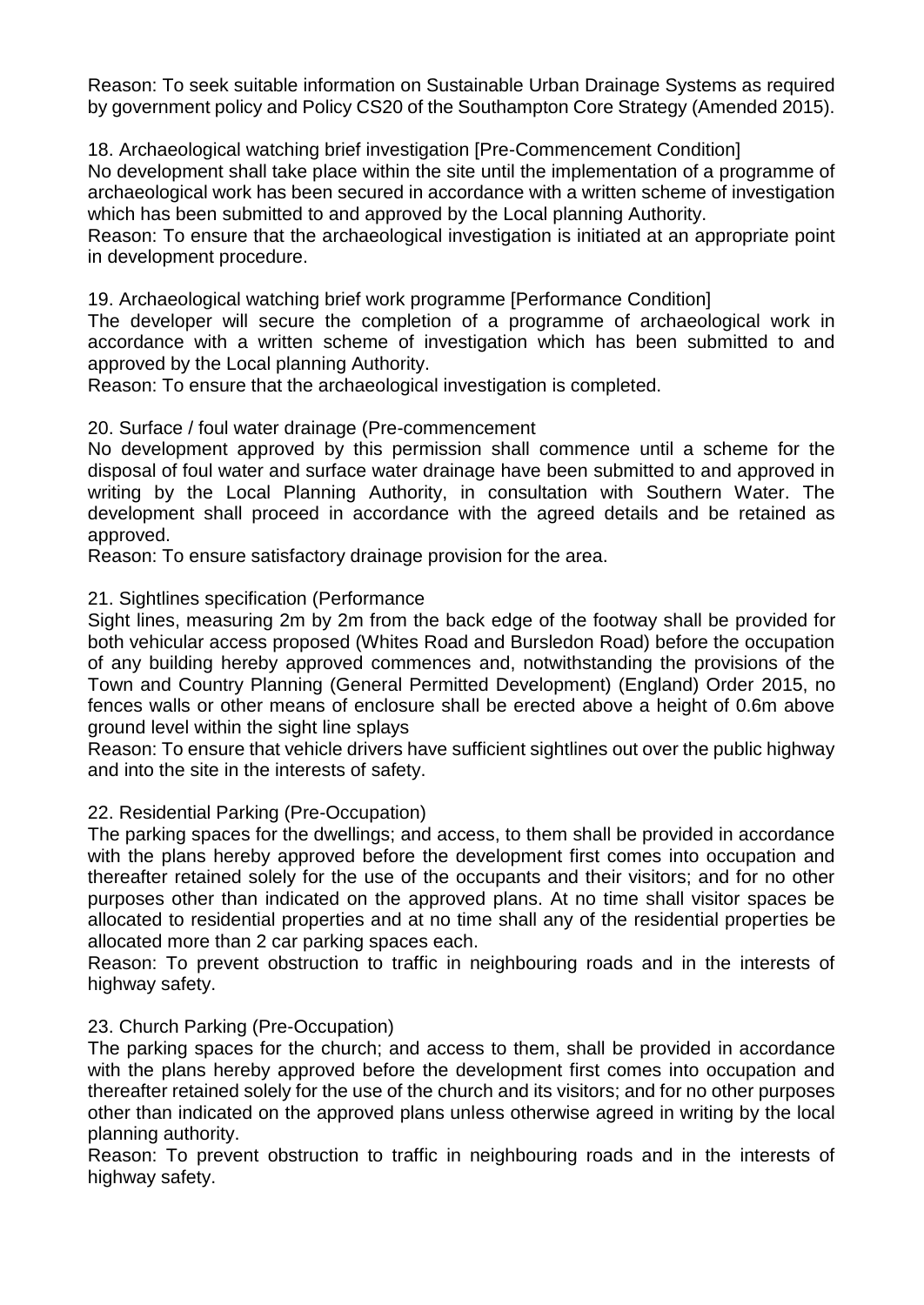Reason: To seek suitable information on Sustainable Urban Drainage Systems as required by government policy and Policy CS20 of the Southampton Core Strategy (Amended 2015).

18. Archaeological watching brief investigation [Pre-Commencement Condition]
No development shall take place within the site until the implementation of a programme of archaeological work has been secured in accordance with a written scheme of investigation which has been submitted to and approved by the Local planning Authority.
Reason: To ensure that the archaeological investigation is initiated at an appropriate point in development procedure.

19. Archaeological watching brief work programme [Performance Condition]
The developer will secure the completion of a programme of archaeological work in accordance with a written scheme of investigation which has been submitted to and approved by the Local planning Authority.
Reason: To ensure that the archaeological investigation is completed.

20. Surface / foul water drainage (Pre-commencement
No development approved by this permission shall commence until a scheme for the disposal of foul water and surface water drainage have been submitted to and approved in writing by the Local Planning Authority, in consultation with Southern Water. The development shall proceed in accordance with the agreed details and be retained as approved.
Reason: To ensure satisfactory drainage provision for the area.

21. Sightlines specification (Performance
Sight lines, measuring 2m by 2m from the back edge of the footway shall be provided for both vehicular access proposed (Whites Road and Bursledon Road) before the occupation of any building hereby approved commences and, notwithstanding the provisions of the Town and Country Planning (General Permitted Development) (England) Order 2015, no fences walls or other means of enclosure shall be erected above a height of 0.6m above ground level within the sight line splays
Reason: To ensure that vehicle drivers have sufficient sightlines out over the public highway and into the site in the interests of safety.

22. Residential Parking (Pre-Occupation)
The parking spaces for the dwellings; and access, to them shall be provided in accordance with the plans hereby approved before the development first comes into occupation and thereafter retained solely for the use of the occupants and their visitors; and for no other purposes other than indicated on the approved plans. At no time shall visitor spaces be allocated to residential properties and at no time shall any of the residential properties be allocated more than 2 car parking spaces each.
Reason: To prevent obstruction to traffic in neighbouring roads and in the interests of highway safety.

23. Church Parking (Pre-Occupation)
The parking spaces for the church; and access to them, shall be provided in accordance with the plans hereby approved before the development first comes into occupation and thereafter retained solely for the use of the church and its visitors; and for no other purposes other than indicated on the approved plans unless otherwise agreed in writing by the local planning authority.
Reason: To prevent obstruction to traffic in neighbouring roads and in the interests of highway safety.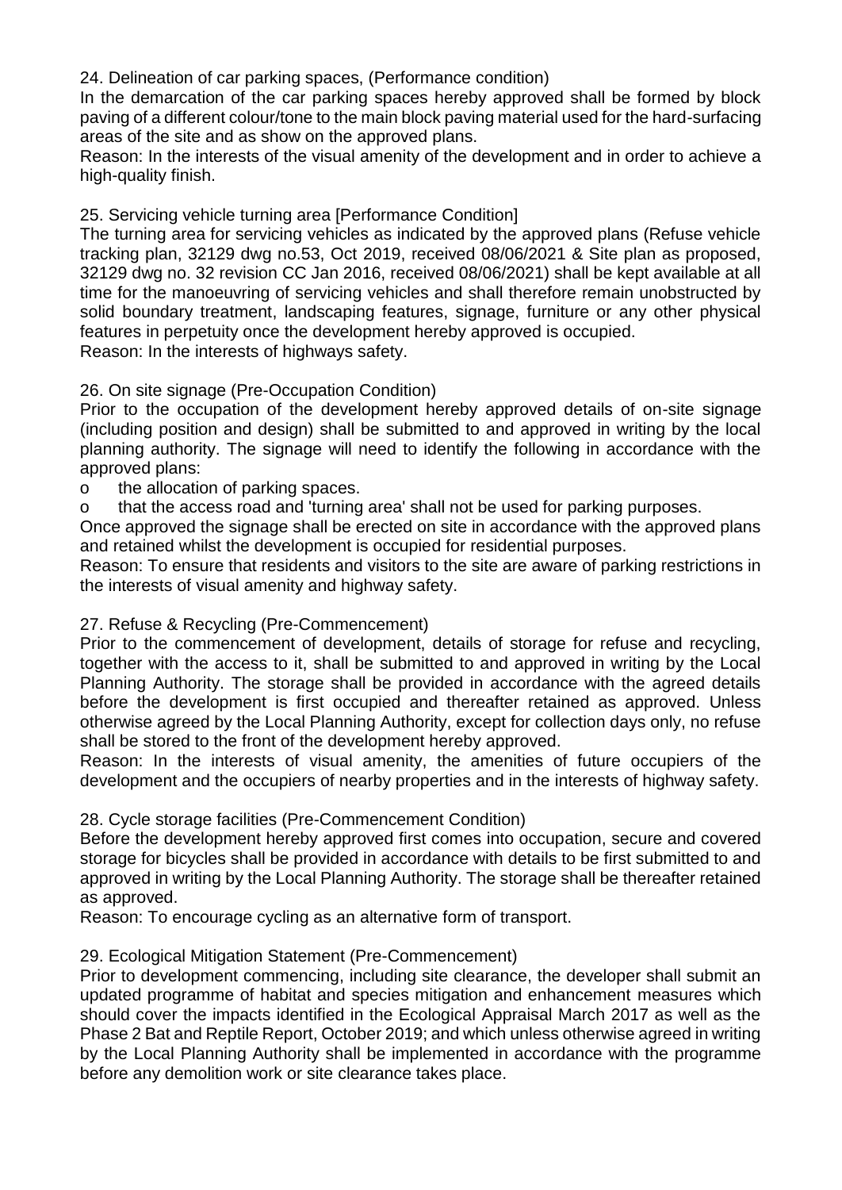24. Delineation of car parking spaces, (Performance condition)

In the demarcation of the car parking spaces hereby approved shall be formed by block paving of a different colour/tone to the main block paving material used for the hard-surfacing areas of the site and as show on the approved plans.

Reason: In the interests of the visual amenity of the development and in order to achieve a high-quality finish.

25. Servicing vehicle turning area [Performance Condition]

The turning area for servicing vehicles as indicated by the approved plans (Refuse vehicle tracking plan, 32129 dwg no.53, Oct 2019, received 08/06/2021 & Site plan as proposed, 32129 dwg no. 32 revision CC Jan 2016, received 08/06/2021) shall be kept available at all time for the manoeuvring of servicing vehicles and shall therefore remain unobstructed by solid boundary treatment, landscaping features, signage, furniture or any other physical features in perpetuity once the development hereby approved is occupied.

Reason: In the interests of highways safety.

26. On site signage (Pre-Occupation Condition)

Prior to the occupation of the development hereby approved details of on-site signage (including position and design) shall be submitted to and approved in writing by the local planning authority. The signage will need to identify the following in accordance with the approved plans:

- o the allocation of parking spaces.
- o that the access road and 'turning area' shall not be used for parking purposes.

Once approved the signage shall be erected on site in accordance with the approved plans and retained whilst the development is occupied for residential purposes.

Reason: To ensure that residents and visitors to the site are aware of parking restrictions in the interests of visual amenity and highway safety.

27. Refuse & Recycling (Pre-Commencement)

Prior to the commencement of development, details of storage for refuse and recycling, together with the access to it, shall be submitted to and approved in writing by the Local Planning Authority. The storage shall be provided in accordance with the agreed details before the development is first occupied and thereafter retained as approved. Unless otherwise agreed by the Local Planning Authority, except for collection days only, no refuse shall be stored to the front of the development hereby approved.

Reason: In the interests of visual amenity, the amenities of future occupiers of the development and the occupiers of nearby properties and in the interests of highway safety.

28. Cycle storage facilities (Pre-Commencement Condition)

Before the development hereby approved first comes into occupation, secure and covered storage for bicycles shall be provided in accordance with details to be first submitted to and approved in writing by the Local Planning Authority. The storage shall be thereafter retained as approved.

Reason: To encourage cycling as an alternative form of transport.

29. Ecological Mitigation Statement (Pre-Commencement)

Prior to development commencing, including site clearance, the developer shall submit an updated programme of habitat and species mitigation and enhancement measures which should cover the impacts identified in the Ecological Appraisal March 2017 as well as the Phase 2 Bat and Reptile Report, October 2019; and which unless otherwise agreed in writing by the Local Planning Authority shall be implemented in accordance with the programme before any demolition work or site clearance takes place.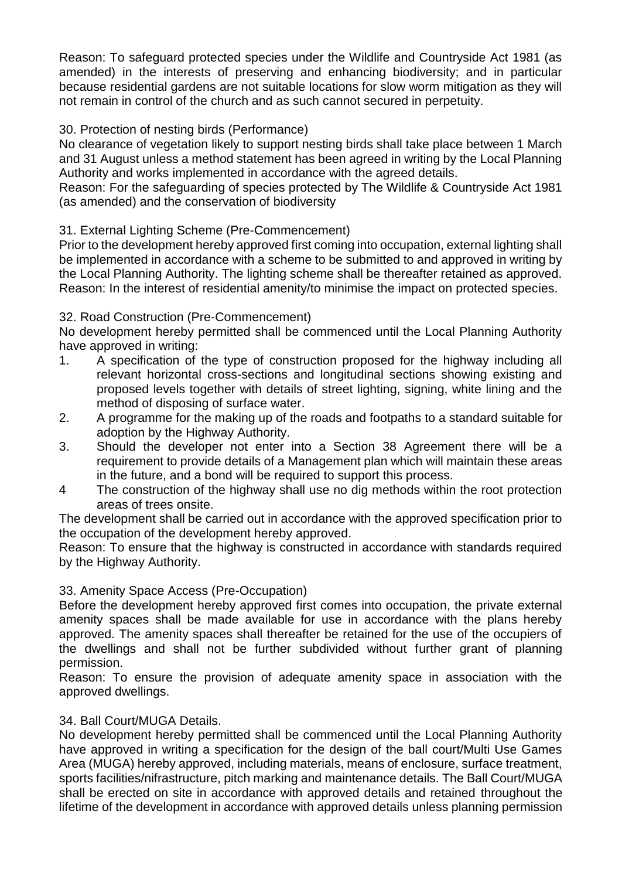Reason: To safeguard protected species under the Wildlife and Countryside Act 1981 (as amended) in the interests of preserving and enhancing biodiversity; and in particular because residential gardens are not suitable locations for slow worm mitigation as they will not remain in control of the church and as such cannot secured in perpetuity.

30. Protection of nesting birds (Performance)
No clearance of vegetation likely to support nesting birds shall take place between 1 March and 31 August unless a method statement has been agreed in writing by the Local Planning Authority and works implemented in accordance with the agreed details.
Reason: For the safeguarding of species protected by The Wildlife & Countryside Act 1981 (as amended) and the conservation of biodiversity

31. External Lighting Scheme (Pre-Commencement)
Prior to the development hereby approved first coming into occupation, external lighting shall be implemented in accordance with a scheme to be submitted to and approved in writing by the Local Planning Authority. The lighting scheme shall be thereafter retained as approved.
Reason: In the interest of residential amenity/to minimise the impact on protected species.

32. Road Construction (Pre-Commencement)
No development hereby permitted shall be commenced until the Local Planning Authority have approved in writing:

1. A specification of the type of construction proposed for the highway including all relevant horizontal cross-sections and longitudinal sections showing existing and proposed levels together with details of street lighting, signing, white lining and the method of disposing of surface water.
2. A programme for the making up of the roads and footpaths to a standard suitable for adoption by the Highway Authority.
3. Should the developer not enter into a Section 38 Agreement there will be a requirement to provide details of a Management plan which will maintain these areas in the future, and a bond will be required to support this process.
4. The construction of the highway shall use no dig methods within the root protection areas of trees onsite.

The development shall be carried out in accordance with the approved specification prior to the occupation of the development hereby approved.
Reason: To ensure that the highway is constructed in accordance with standards required by the Highway Authority.

33. Amenity Space Access (Pre-Occupation)
Before the development hereby approved first comes into occupation, the private external amenity spaces shall be made available for use in accordance with the plans hereby approved. The amenity spaces shall thereafter be retained for the use of the occupiers of the dwellings and shall not be further subdivided without further grant of planning permission.
Reason: To ensure the provision of adequate amenity space in association with the approved dwellings.

34. Ball Court/MUGA Details.
No development hereby permitted shall be commenced until the Local Planning Authority have approved in writing a specification for the design of the ball court/Multi Use Games Area (MUGA) hereby approved, including materials, means of enclosure, surface treatment, sports facilities/nifrastructure, pitch marking and maintenance details. The Ball Court/MUGA shall be erected on site in accordance with approved details and retained throughout the lifetime of the development in accordance with approved details unless planning permission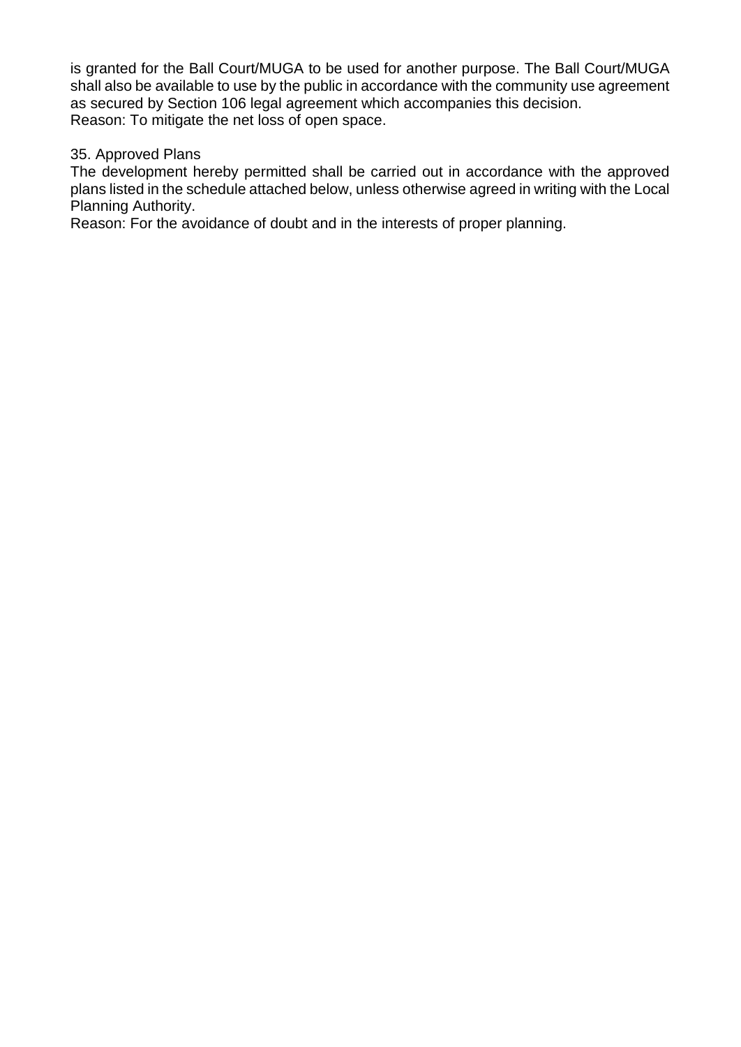is granted for the Ball Court/MUGA to be used for another purpose. The Ball Court/MUGA shall also be available to use by the public in accordance with the community use agreement as secured by Section 106 legal agreement which accompanies this decision.
Reason: To mitigate the net loss of open space.

35. Approved Plans
The development hereby permitted shall be carried out in accordance with the approved plans listed in the schedule attached below, unless otherwise agreed in writing with the Local Planning Authority.
Reason: For the avoidance of doubt and in the interests of proper planning.